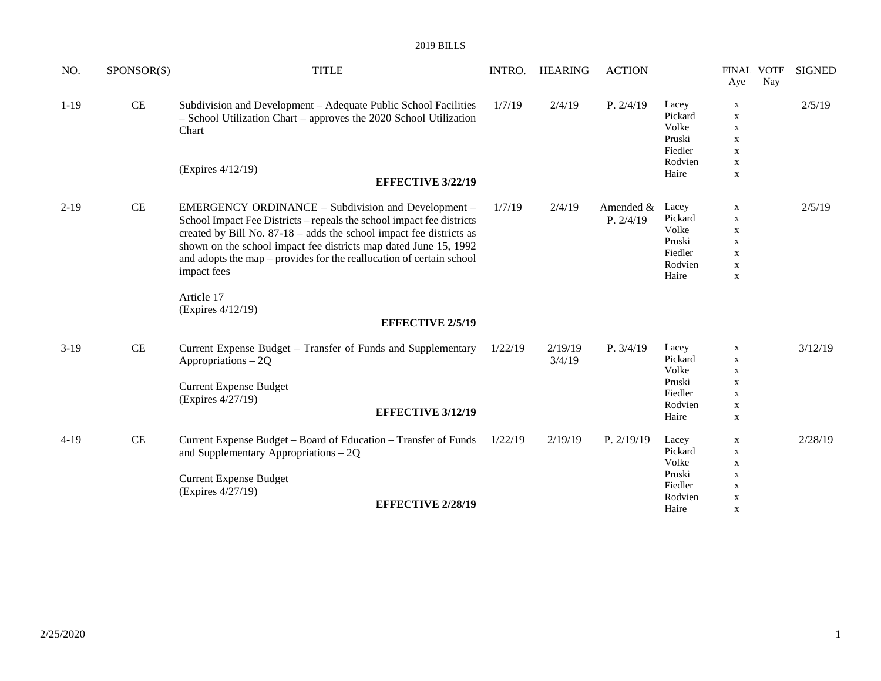2019 BILLS

| NO. | SPONSOR(S) | TITLE | INTRO. | HEARING | ACTION | | FINAL VOTE Aye | Nay | SIGNED |
|---|---|---|---|---|---|---|---|---|---|
| 1-19 | CE | Subdivision and Development – Adequate Public School Facilities – School Utilization Chart – approves the 2020 School Utilization Chart<br><br>(Expires 4/12/19)<br><br>**EFFECTIVE 3/22/19** | 1/7/19 | 2/4/19 | P. 2/4/19 | Lacey<br>Pickard<br>Volke<br>Pruski<br>Fiedler<br>Rodvien<br>Haire | x<br>x<br>x<br>x<br>x<br>x<br>x | | 2/5/19 |
| 2-19 | CE | EMERGENCY ORDINANCE – Subdivision and Development – School Impact Fee Districts – repeals the school impact fee districts created by Bill No. 87-18 – adds the school impact fee districts as shown on the school impact fee districts map dated June 15, 1992 and adopts the map – provides for the reallocation of certain school impact fees<br><br>Article 17<br>(Expires 4/12/19)<br><br>**EFFECTIVE 2/5/19** | 1/7/19 | 2/4/19 | Amended & P. 2/4/19 | Lacey<br>Pickard<br>Volke<br>Pruski<br>Fiedler<br>Rodvien<br>Haire | x<br>x<br>x<br>x<br>x<br>x<br>x | | 2/5/19 |
| 3-19 | CE | Current Expense Budget – Transfer of Funds and Supplementary Appropriations – 2Q<br><br>Current Expense Budget<br>(Expires 4/27/19)<br><br>**EFFECTIVE 3/12/19** | 1/22/19 | 2/19/19<br>3/4/19 | P. 3/4/19 | Lacey<br>Pickard<br>Volke<br>Pruski<br>Fiedler<br>Rodvien<br>Haire | x<br>x<br>x<br>x<br>x<br>x<br>x | | 3/12/19 |
| 4-19 | CE | Current Expense Budget – Board of Education – Transfer of Funds and Supplementary Appropriations – 2Q<br><br>Current Expense Budget<br>(Expires 4/27/19)<br><br>**EFFECTIVE 2/28/19** | 1/22/19 | 2/19/19 | P. 2/19/19 | Lacey<br>Pickard<br>Volke<br>Pruski<br>Fiedler<br>Rodvien<br>Haire | x<br>x<br>x<br>x<br>x<br>x<br>x | | 2/28/19 |

2/25/2020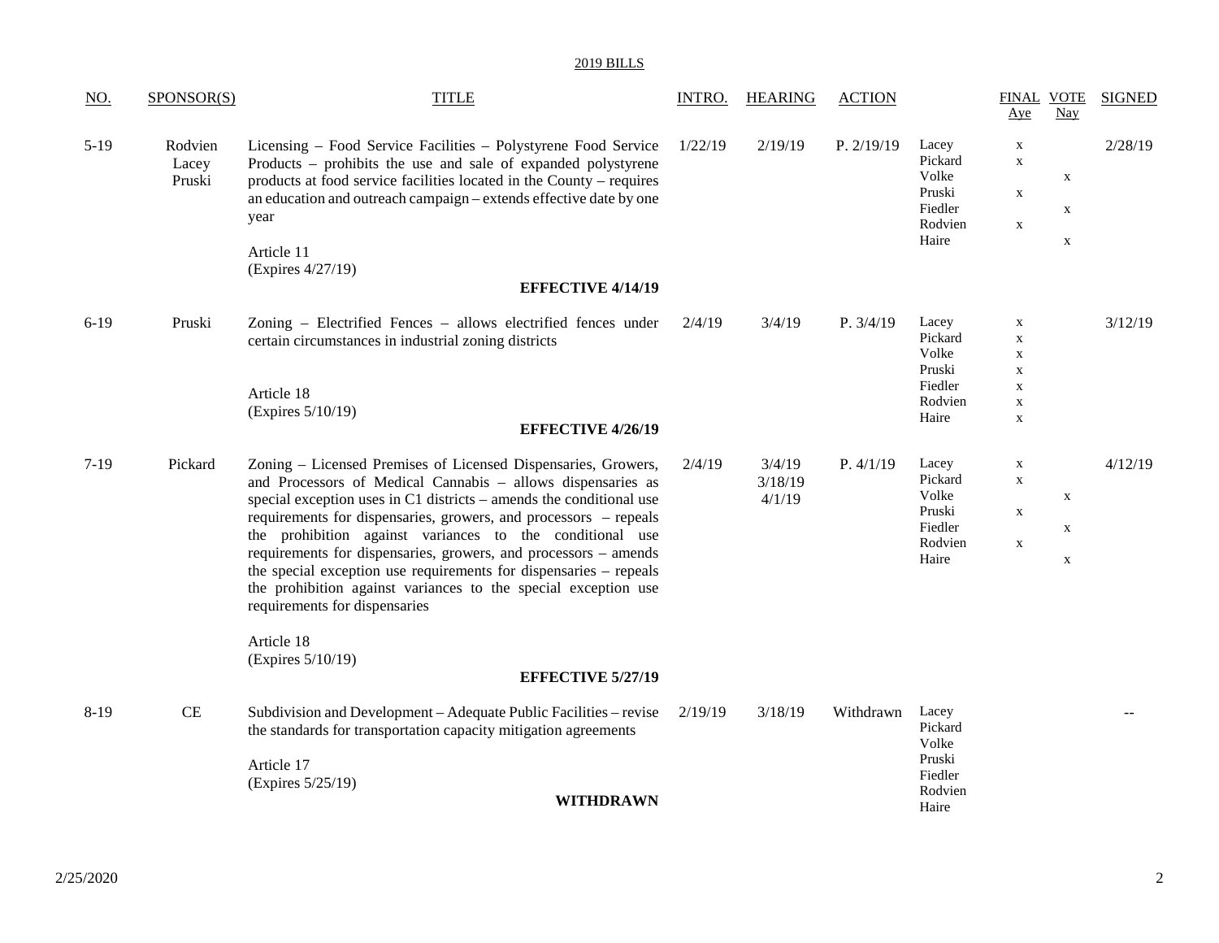2019 BILLS

| NO. | SPONSOR(S) | TITLE | INTRO. | HEARING | ACTION | | FINAL VOTE Aye | Nay | SIGNED |
|---|---|---|---|---|---|---|---|---|---|
| 5-19 | Rodvien Lacey Pruski | Licensing – Food Service Facilities – Polystyrene Food Service Products – prohibits the use and sale of expanded polystyrene products at food service facilities located in the County – requires an education and outreach campaign – extends effective date by one year<br><br>Article 11<br>(Expires 4/27/19)<br><br>**EFFECTIVE 4/14/19** | 1/22/19 | 2/19/19 | P. 2/19/19 | Lacey<br>Pickard<br>Volke<br>Pruski<br>Fiedler<br>Rodvien<br>Haire | x<br>x<br><br>x<br><br>x<br> | <br><br>x<br><br>x<br><br>x | 2/28/19 |
| 6-19 | Pruski | Zoning – Electrified Fences – allows electrified fences under certain circumstances in industrial zoning districts<br><br>Article 18<br>(Expires 5/10/19)<br><br>**EFFECTIVE 4/26/19** | 2/4/19 | 3/4/19 | P. 3/4/19 | Lacey<br>Pickard<br>Volke<br>Pruski<br>Fiedler<br>Rodvien<br>Haire | x<br>x<br>x<br>x<br>x<br>x<br>x | | 3/12/19 |
| 7-19 | Pickard | Zoning – Licensed Premises of Licensed Dispensaries, Growers, and Processors of Medical Cannabis – allows dispensaries as special exception uses in C1 districts – amends the conditional use requirements for dispensaries, growers, and processors – repeals the prohibition against variances to the conditional use requirements for dispensaries, growers, and processors – amends the special exception use requirements for dispensaries – repeals the prohibition against variances to the special exception use requirements for dispensaries<br><br>Article 18<br>(Expires 5/10/19)<br><br>**EFFECTIVE 5/27/19** | 2/4/19 | 3/4/19<br>3/18/19<br>4/1/19 | P. 4/1/19 | Lacey<br>Pickard<br>Volke<br>Pruski<br>Fiedler<br>Rodvien<br>Haire | x<br>x<br><br>x<br><br>x<br> | <br><br>x<br><br>x<br><br>x | 4/12/19 |
| 8-19 | CE | Subdivision and Development – Adequate Public Facilities – revise the standards for transportation capacity mitigation agreements<br><br>Article 17<br>(Expires 5/25/19)<br><br>**WITHDRAWN** | 2/19/19 | 3/18/19 | Withdrawn | Lacey<br>Pickard<br>Volke<br>Pruski<br>Fiedler<br>Rodvien<br>Haire | | | -- |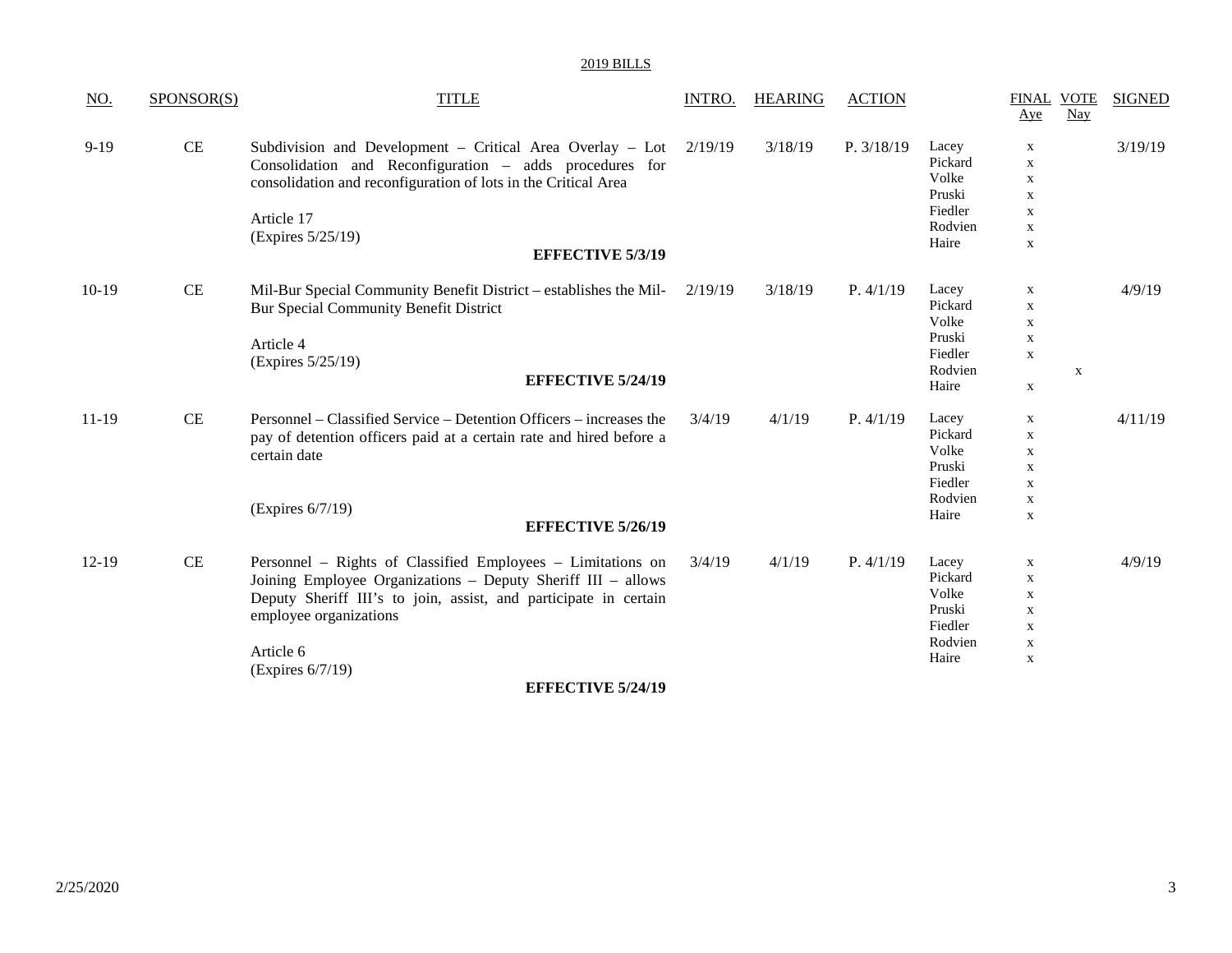2019 BILLS

| NO. | SPONSOR(S) | TITLE | INTRO. | HEARING | ACTION | | FINAL VOTE Aye | Nay | SIGNED |
|---|---|---|---|---|---|---|---|---|---|
| 9-19 | CE | Subdivision and Development – Critical Area Overlay – Lot Consolidation and Reconfiguration – adds procedures for consolidation and reconfiguration of lots in the Critical Area<br><br>Article 17<br>(Expires 5/25/19)<br>**EFFECTIVE 5/3/19** | 2/19/19 | 3/18/19 | P. 3/18/19 | Lacey<br>Pickard<br>Volke<br>Pruski<br>Fiedler<br>Rodvien<br>Haire | x<br>x<br>x<br>x<br>x<br>x<br>x | | 3/19/19 |
| 10-19 | CE | Mil-Bur Special Community Benefit District – establishes the Mil-Bur Special Community Benefit District<br><br>Article 4<br>(Expires 5/25/19)<br>**EFFECTIVE 5/24/19** | 2/19/19 | 3/18/19 | P. 4/1/19 | Lacey<br>Pickard<br>Volke<br>Pruski<br>Fiedler<br>Rodvien<br>Haire | x<br>x<br>x<br>x<br>x<br><br>x | <br><br><br><br><br>x<br> | 4/9/19 |
| 11-19 | CE | Personnel – Classified Service – Detention Officers – increases the pay of detention officers paid at a certain rate and hired before a certain date<br><br>(Expires 6/7/19)<br>**EFFECTIVE 5/26/19** | 3/4/19 | 4/1/19 | P. 4/1/19 | Lacey<br>Pickard<br>Volke<br>Pruski<br>Fiedler<br>Rodvien<br>Haire | x<br>x<br>x<br>x<br>x<br>x<br>x | | 4/11/19 |
| 12-19 | CE | Personnel – Rights of Classified Employees – Limitations on Joining Employee Organizations – Deputy Sheriff III – allows Deputy Sheriff III's to join, assist, and participate in certain employee organizations<br><br>Article 6<br>(Expires 6/7/19)<br>**EFFECTIVE 5/24/19** | 3/4/19 | 4/1/19 | P. 4/1/19 | Lacey<br>Pickard<br>Volke<br>Pruski<br>Fiedler<br>Rodvien<br>Haire | x<br>x<br>x<br>x<br>x<br>x<br>x | | 4/9/19 |

2/25/2020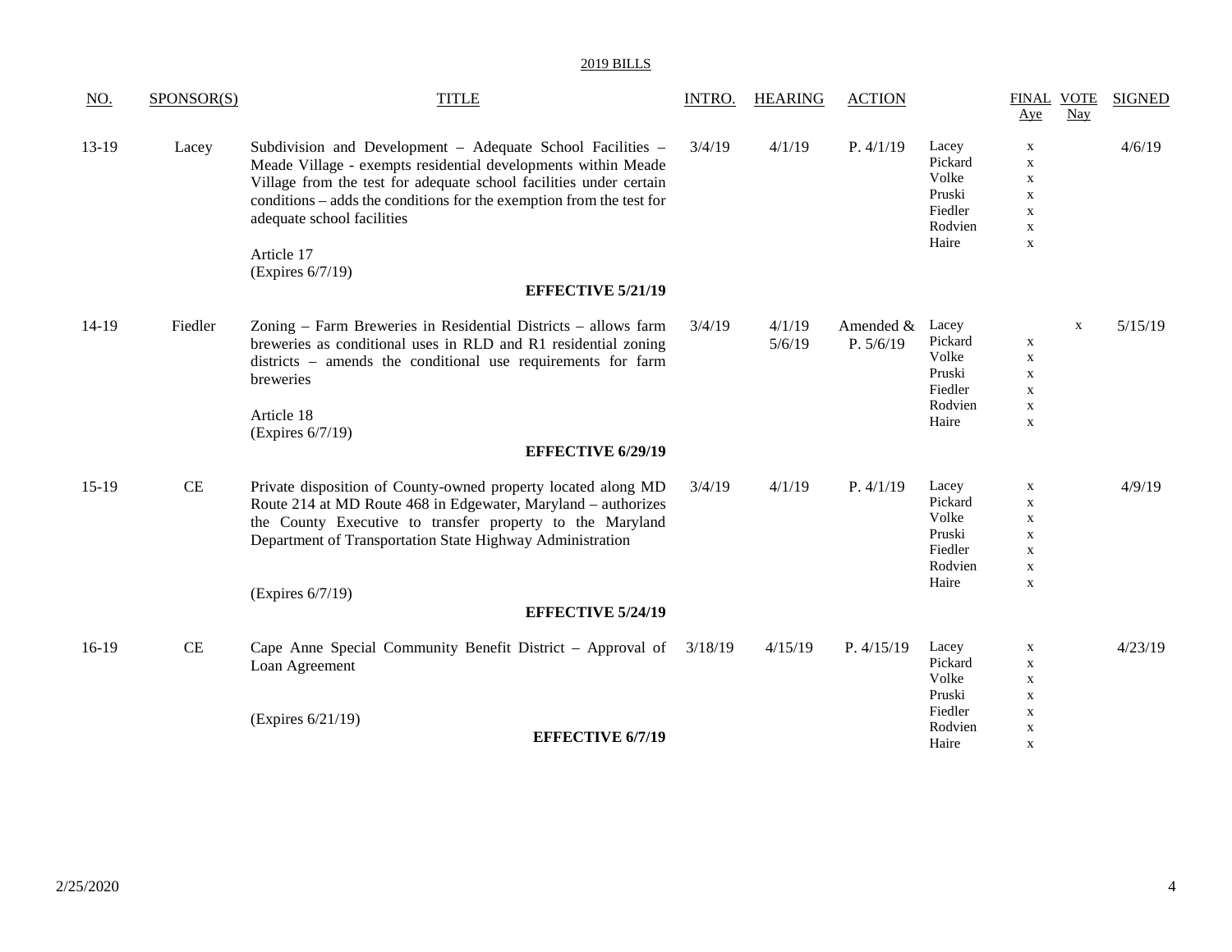2019 BILLS

| NO. | SPONSOR(S) | TITLE | INTRO. | HEARING | ACTION | | FINAL VOTE Aye | FINAL VOTE Nay | SIGNED |
|---|---|---|---|---|---|---|---|---|---|
| 13-19 | Lacey | Subdivision and Development – Adequate School Facilities – Meade Village - exempts residential developments within Meade Village from the test for adequate school facilities under certain conditions – adds the conditions for the exemption from the test for adequate school facilities<br><br>Article 17<br>(Expires 6/7/19)<br><br>**EFFECTIVE 5/21/19** | 3/4/19 | 4/1/19 | P. 4/1/19 | Lacey<br>Pickard<br>Volke<br>Pruski<br>Fiedler<br>Rodvien<br>Haire | x<br>x<br>x<br>x<br>x<br>x<br>x | | 4/6/19 |
| 14-19 | Fiedler | Zoning – Farm Breweries in Residential Districts – allows farm breweries as conditional uses in RLD and R1 residential zoning districts – amends the conditional use requirements for farm breweries<br><br>Article 18<br>(Expires 6/7/19)<br><br>**EFFECTIVE 6/29/19** | 3/4/19 | 4/1/19<br>5/6/19 | Amended & P. 5/6/19 | Lacey<br>Pickard<br>Volke<br>Pruski<br>Fiedler<br>Rodvien<br>Haire | <br>x<br>x<br>x<br>x<br>x<br>x | x | 5/15/19 |
| 15-19 | CE | Private disposition of County-owned property located along MD Route 214 at MD Route 468 in Edgewater, Maryland – authorizes the County Executive to transfer property to the Maryland Department of Transportation State Highway Administration<br><br>(Expires 6/7/19)<br><br>**EFFECTIVE 5/24/19** | 3/4/19 | 4/1/19 | P. 4/1/19 | Lacey<br>Pickard<br>Volke<br>Pruski<br>Fiedler<br>Rodvien<br>Haire | x<br>x<br>x<br>x<br>x<br>x<br>x | | 4/9/19 |
| 16-19 | CE | Cape Anne Special Community Benefit District – Approval of Loan Agreement<br><br>(Expires 6/21/19)<br><br>**EFFECTIVE 6/7/19** | 3/18/19 | 4/15/19 | P. 4/15/19 | Lacey<br>Pickard<br>Volke<br>Pruski<br>Fiedler<br>Rodvien<br>Haire | x<br>x<br>x<br>x<br>x<br>x<br>x | | 4/23/19 |

2/25/2020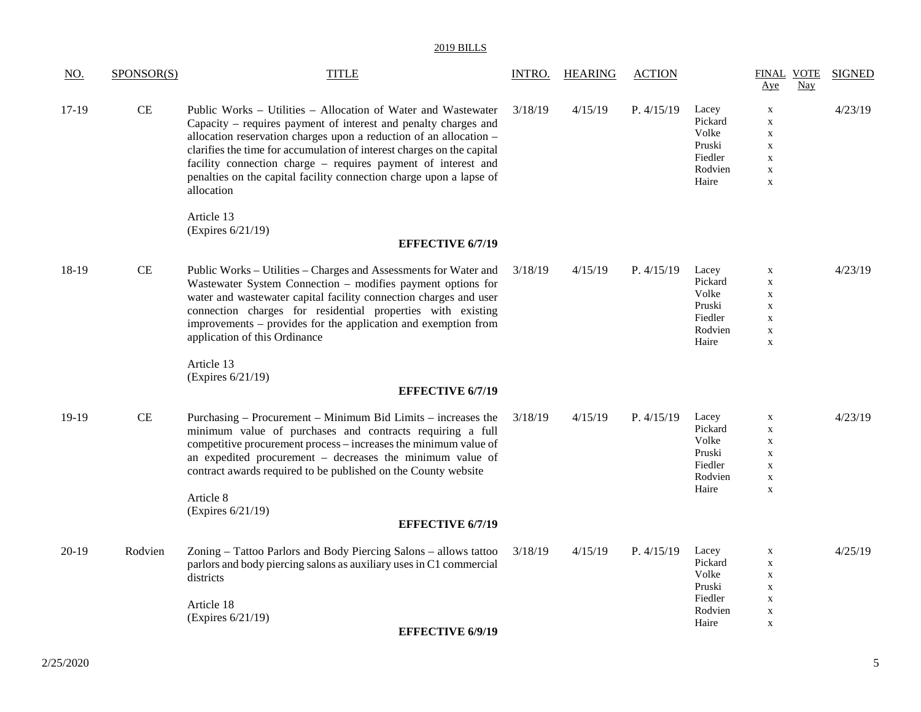2019 BILLS

| NO. | SPONSOR(S) | TITLE | INTRO. | HEARING | ACTION | | FINAL VOTE Aye | FINAL VOTE Nay | SIGNED |
|---|---|---|---|---|---|---|---|---|---|
| 17-19 | CE | Public Works – Utilities – Allocation of Water and Wastewater Capacity – requires payment of interest and penalty charges and allocation reservation charges upon a reduction of an allocation – clarifies the time for accumulation of interest charges on the capital facility connection charge – requires payment of interest and penalties on the capital facility connection charge upon a lapse of allocation<br><br>Article 13<br>(Expires 6/21/19)<br><br>**EFFECTIVE 6/7/19** | 3/18/19 | 4/15/19 | P. 4/15/19 | Lacey<br>Pickard<br>Volke<br>Pruski<br>Fiedler<br>Rodvien<br>Haire | x<br>x<br>x<br>x<br>x<br>x<br>x | | 4/23/19 |
| 18-19 | CE | Public Works – Utilities – Charges and Assessments for Water and Wastewater System Connection – modifies payment options for water and wastewater capital facility connection charges and user connection charges for residential properties with existing improvements – provides for the application and exemption from application of this Ordinance<br><br>Article 13<br>(Expires 6/21/19)<br><br>**EFFECTIVE 6/7/19** | 3/18/19 | 4/15/19 | P. 4/15/19 | Lacey<br>Pickard<br>Volke<br>Pruski<br>Fiedler<br>Rodvien<br>Haire | x<br>x<br>x<br>x<br>x<br>x<br>x | | 4/23/19 |
| 19-19 | CE | Purchasing – Procurement – Minimum Bid Limits – increases the minimum value of purchases and contracts requiring a full competitive procurement process – increases the minimum value of an expedited procurement – decreases the minimum value of contract awards required to be published on the County website<br><br>Article 8<br>(Expires 6/21/19)<br><br>**EFFECTIVE 6/7/19** | 3/18/19 | 4/15/19 | P. 4/15/19 | Lacey<br>Pickard<br>Volke<br>Pruski<br>Fiedler<br>Rodvien<br>Haire | x<br>x<br>x<br>x<br>x<br>x<br>x | | 4/23/19 |
| 20-19 | Rodvien | Zoning – Tattoo Parlors and Body Piercing Salons – allows tattoo parlors and body piercing salons as auxiliary uses in C1 commercial districts<br><br>Article 18<br>(Expires 6/21/19)<br><br>**EFFECTIVE 6/9/19** | 3/18/19 | 4/15/19 | P. 4/15/19 | Lacey<br>Pickard<br>Volke<br>Pruski<br>Fiedler<br>Rodvien<br>Haire | x<br>x<br>x<br>x<br>x<br>x<br>x | | 4/25/19 |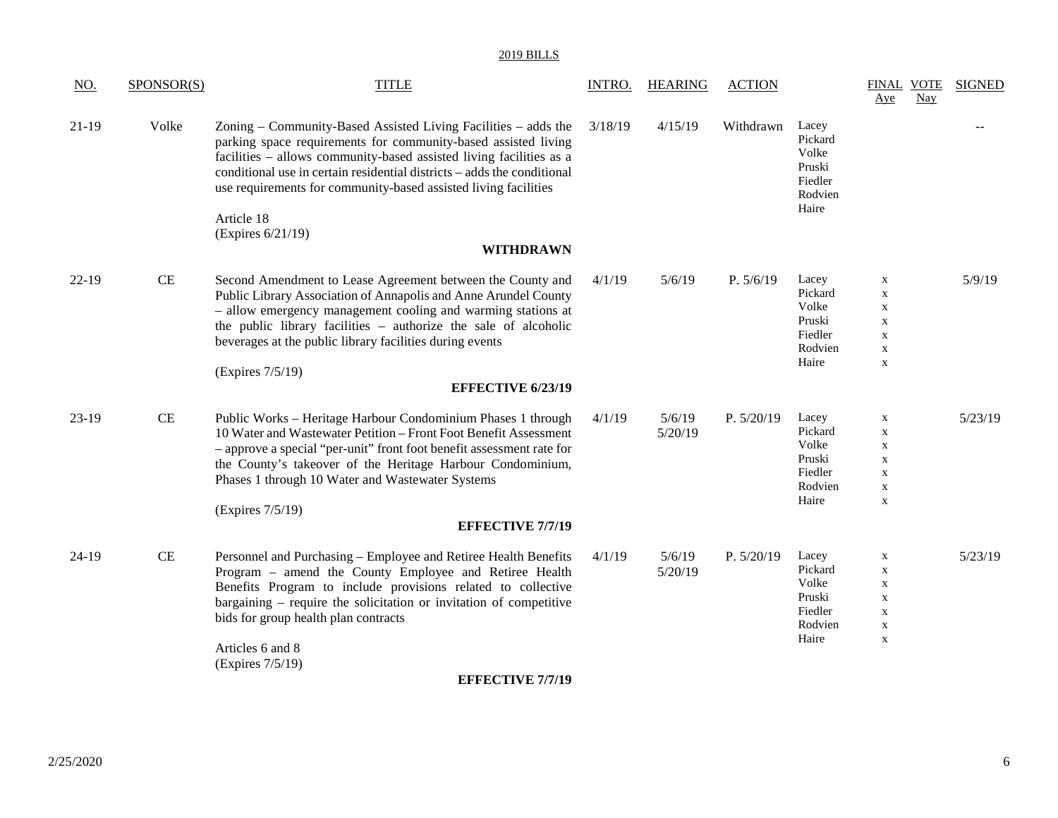2019 BILLS

| NO. | SPONSOR(S) | TITLE | INTRO. | HEARING | ACTION | | FINAL VOTE Aye | Nay | SIGNED |
|---|---|---|---|---|---|---|---|---|---|
| 21-19 | Volke | Zoning – Community-Based Assisted Living Facilities – adds the parking space requirements for community-based assisted living facilities – allows community-based assisted living facilities as a conditional use in certain residential districts – adds the conditional use requirements for community-based assisted living facilities<br><br>Article 18<br>(Expires 6/21/19)<br><br>**WITHDRAWN** | 3/18/19 | 4/15/19 | Withdrawn | Lacey<br>Pickard<br>Volke<br>Pruski<br>Fiedler<br>Rodvien<br>Haire | | | -- |
| 22-19 | CE | Second Amendment to Lease Agreement between the County and Public Library Association of Annapolis and Anne Arundel County – allow emergency management cooling and warming stations at the public library facilities – authorize the sale of alcoholic beverages at the public library facilities during events<br><br>(Expires 7/5/19)<br><br>**EFFECTIVE 6/23/19** | 4/1/19 | 5/6/19 | P. 5/6/19 | Lacey<br>Pickard<br>Volke<br>Pruski<br>Fiedler<br>Rodvien<br>Haire | x<br>x<br>x<br>x<br>x<br>x<br>x | | 5/9/19 |
| 23-19 | CE | Public Works – Heritage Harbour Condominium Phases 1 through 10 Water and Wastewater Petition – Front Foot Benefit Assessment – approve a special "per-unit" front foot benefit assessment rate for the County's takeover of the Heritage Harbour Condominium, Phases 1 through 10 Water and Wastewater Systems<br><br>(Expires 7/5/19)<br><br>**EFFECTIVE 7/7/19** | 4/1/19 | 5/6/19<br>5/20/19 | P. 5/20/19 | Lacey<br>Pickard<br>Volke<br>Pruski<br>Fiedler<br>Rodvien<br>Haire | x<br>x<br>x<br>x<br>x<br>x<br>x | | 5/23/19 |
| 24-19 | CE | Personnel and Purchasing – Employee and Retiree Health Benefits Program – amend the County Employee and Retiree Health Benefits Program to include provisions related to collective bargaining – require the solicitation or invitation of competitive bids for group health plan contracts<br><br>Articles 6 and 8<br>(Expires 7/5/19)<br><br>**EFFECTIVE 7/7/19** | 4/1/19 | 5/6/19<br>5/20/19 | P. 5/20/19 | Lacey<br>Pickard<br>Volke<br>Pruski<br>Fiedler<br>Rodvien<br>Haire | x<br>x<br>x<br>x<br>x<br>x<br>x | | 5/23/19 |

2/25/2020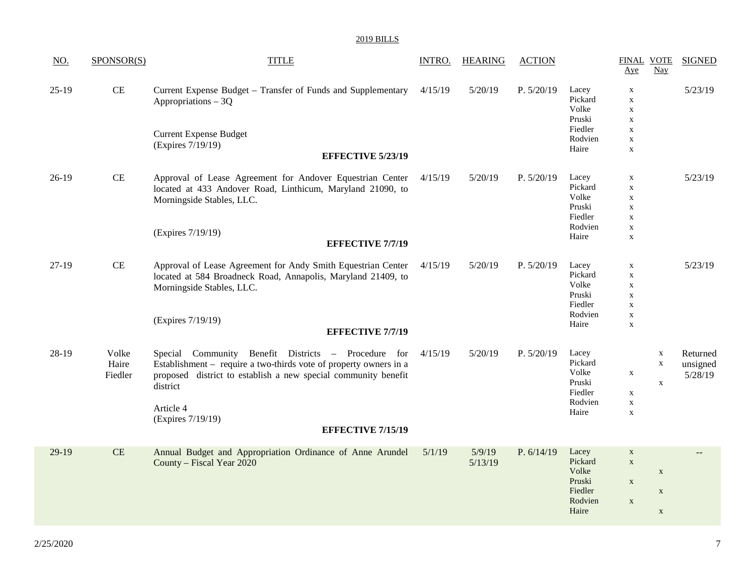2019 BILLS

| NO. | SPONSOR(S) | TITLE | INTRO. | HEARING | ACTION | | FINAL VOTE Aye | Nay | SIGNED |
|---|---|---|---|---|---|---|---|---|---|
| 25-19 | CE | Current Expense Budget – Transfer of Funds and Supplementary Appropriations – 3Q<br><br>Current Expense Budget<br>(Expires 7/19/19)<br>**EFFECTIVE 5/23/19** | 4/15/19 | 5/20/19 | P. 5/20/19 | Lacey<br>Pickard<br>Volke<br>Pruski<br>Fiedler<br>Rodvien<br>Haire | x<br>x<br>x<br>x<br>x<br>x<br>x | | 5/23/19 |
| 26-19 | CE | Approval of Lease Agreement for Andover Equestrian Center located at 433 Andover Road, Linthicum, Maryland 21090, to Morningside Stables, LLC.<br><br>(Expires 7/19/19)<br>**EFFECTIVE 7/7/19** | 4/15/19 | 5/20/19 | P. 5/20/19 | Lacey<br>Pickard<br>Volke<br>Pruski<br>Fiedler<br>Rodvien<br>Haire | x<br>x<br>x<br>x<br>x<br>x<br>x | | 5/23/19 |
| 27-19 | CE | Approval of Lease Agreement for Andy Smith Equestrian Center located at 584 Broadneck Road, Annapolis, Maryland 21409, to Morningside Stables, LLC.<br><br>(Expires 7/19/19)<br>**EFFECTIVE 7/7/19** | 4/15/19 | 5/20/19 | P. 5/20/19 | Lacey<br>Pickard<br>Volke<br>Pruski<br>Fiedler<br>Rodvien<br>Haire | x<br>x<br>x<br>x<br>x<br>x<br>x | | 5/23/19 |
| 28-19 | Volke<br>Haire<br>Fiedler | Special Community Benefit Districts – Procedure for Establishment – require a two-thirds vote of property owners in a proposed district to establish a new special community benefit district<br><br>Article 4<br>(Expires 7/19/19)<br>**EFFECTIVE 7/15/19** | 4/15/19 | 5/20/19 | P. 5/20/19 | Lacey<br>Pickard<br>Volke<br>Pruski<br>Fiedler<br>Rodvien<br>Haire | <br><br>x<br><br>x<br>x<br>x | x<br>x<br><br>x<br><br><br> | Returned unsigned 5/28/19 |
| 29-19 | CE | Annual Budget and Appropriation Ordinance of Anne Arundel County – Fiscal Year 2020 | 5/1/19 | 5/9/19<br>5/13/19 | P. 6/14/19 | Lacey<br>Pickard<br>Volke<br>Pruski<br>Fiedler<br>Rodvien<br>Haire | x<br>x<br><br>x<br><br>x<br> | <br><br>x<br><br>x<br><br>x | -- |

2/25/2020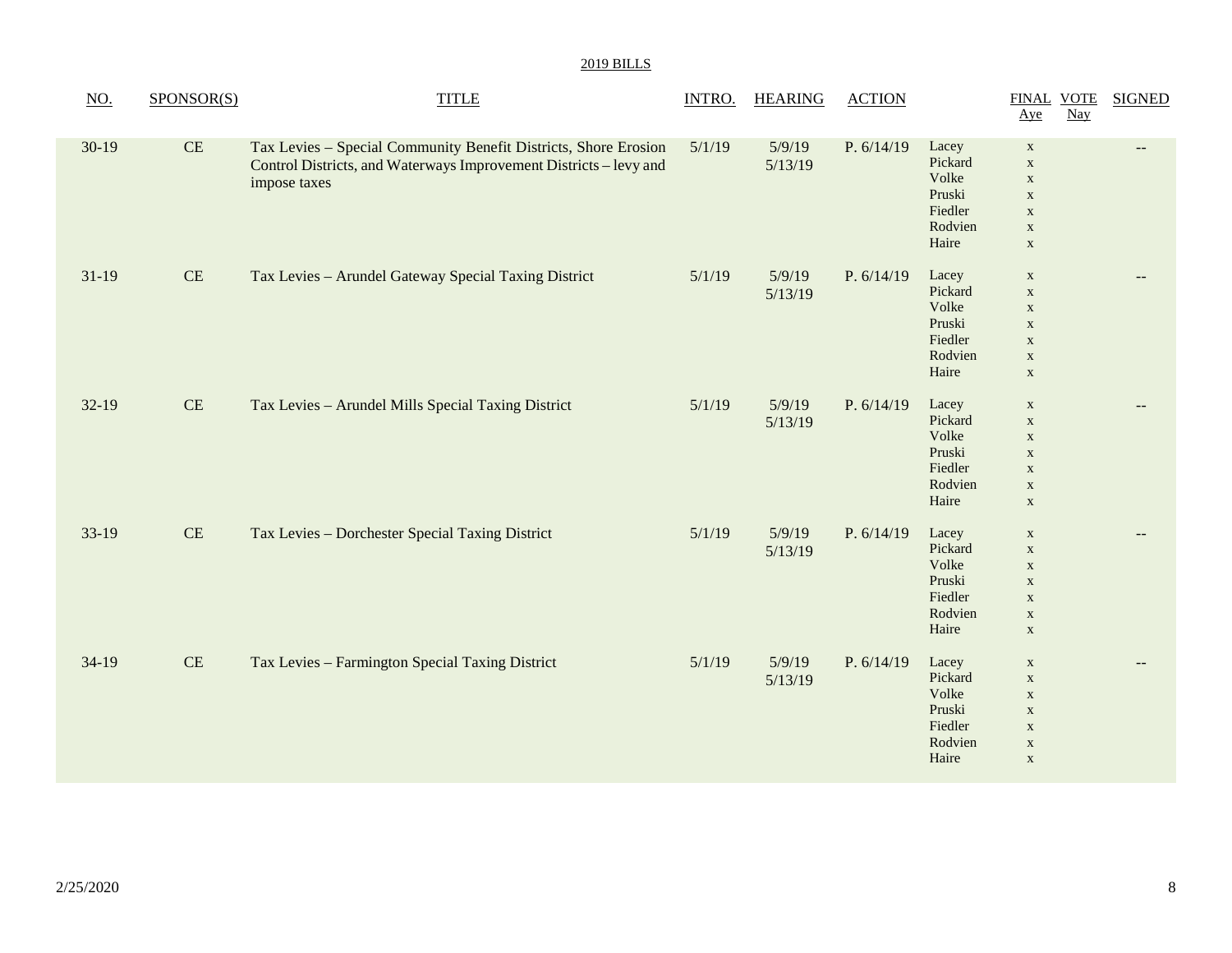2019 BILLS

| NO. | SPONSOR(S) | TITLE | INTRO. | HEARING | ACTION | | FINAL VOTE Aye | Nay | SIGNED |
|---|---|---|---|---|---|---|---|---|---|
| 30-19 | CE | Tax Levies – Special Community Benefit Districts, Shore Erosion Control Districts, and Waterways Improvement Districts – levy and impose taxes | 5/1/19 | 5/9/19 5/13/19 | P. 6/14/19 | Lacey | x | | -- |
| | | | | | | Pickard | x | | |
| | | | | | | Volke | x | | |
| | | | | | | Pruski | x | | |
| | | | | | | Fiedler | x | | |
| | | | | | | Rodvien | x | | |
| | | | | | | Haire | x | | |
| 31-19 | CE | Tax Levies – Arundel Gateway Special Taxing District | 5/1/19 | 5/9/19 5/13/19 | P. 6/14/19 | Lacey | x | | -- |
| | | | | | | Pickard | x | | |
| | | | | | | Volke | x | | |
| | | | | | | Pruski | x | | |
| | | | | | | Fiedler | x | | |
| | | | | | | Rodvien | x | | |
| | | | | | | Haire | x | | |
| 32-19 | CE | Tax Levies – Arundel Mills Special Taxing District | 5/1/19 | 5/9/19 5/13/19 | P. 6/14/19 | Lacey | x | | -- |
| | | | | | | Pickard | x | | |
| | | | | | | Volke | x | | |
| | | | | | | Pruski | x | | |
| | | | | | | Fiedler | x | | |
| | | | | | | Rodvien | x | | |
| | | | | | | Haire | x | | |
| 33-19 | CE | Tax Levies – Dorchester Special Taxing District | 5/1/19 | 5/9/19 5/13/19 | P. 6/14/19 | Lacey | x | | -- |
| | | | | | | Pickard | x | | |
| | | | | | | Volke | x | | |
| | | | | | | Pruski | x | | |
| | | | | | | Fiedler | x | | |
| | | | | | | Rodvien | x | | |
| | | | | | | Haire | x | | |
| 34-19 | CE | Tax Levies – Farmington Special Taxing District | 5/1/19 | 5/9/19 5/13/19 | P. 6/14/19 | Lacey | x | | -- |
| | | | | | | Pickard | x | | |
| | | | | | | Volke | x | | |
| | | | | | | Pruski | x | | |
| | | | | | | Fiedler | x | | |
| | | | | | | Rodvien | x | | |
| | | | | | | Haire | x | | |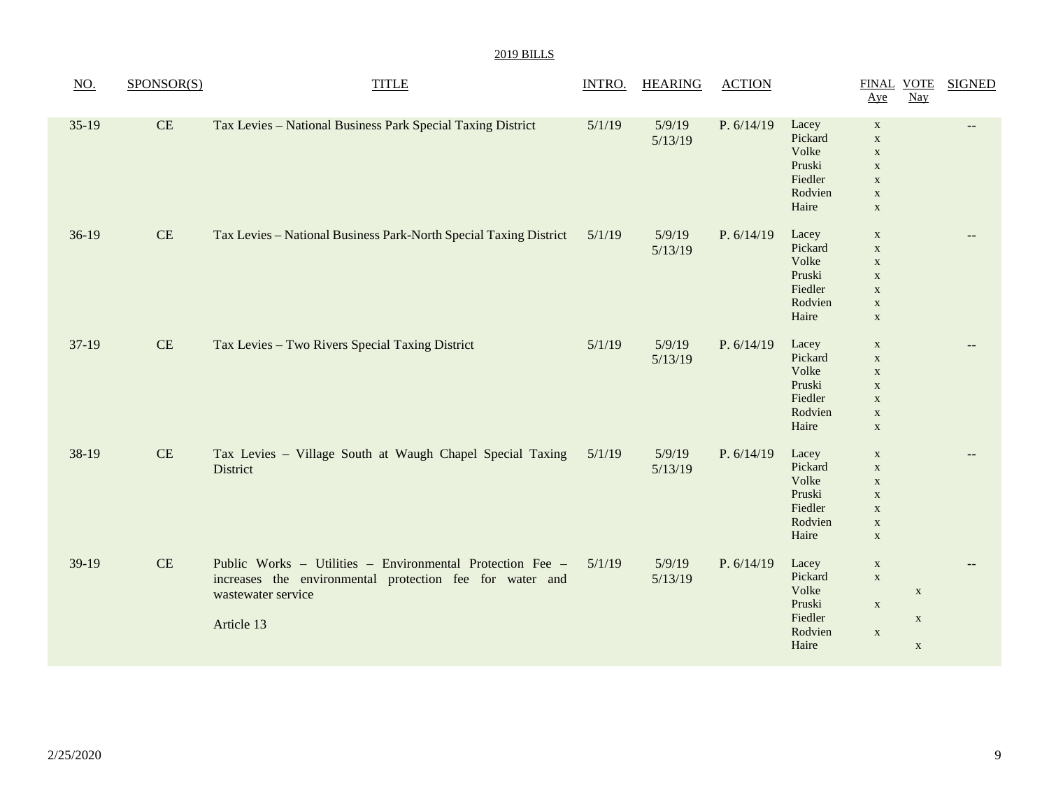2019 BILLS

| NO. | SPONSOR(S) | TITLE | INTRO. | HEARING | ACTION | | FINAL VOTE Aye | Nay | SIGNED |
|---|---|---|---|---|---|---|---|---|---|
| 35-19 | CE | Tax Levies – National Business Park Special Taxing District | 5/1/19 | 5/9/19 5/13/19 | P. 6/14/19 | Lacey | x | | -- |
| | | | | | | Pickard | x | | |
| | | | | | | Volke | x | | |
| | | | | | | Pruski | x | | |
| | | | | | | Fiedler | x | | |
| | | | | | | Rodvien | x | | |
| | | | | | | Haire | x | | |
| 36-19 | CE | Tax Levies – National Business Park-North Special Taxing District | 5/1/19 | 5/9/19 5/13/19 | P. 6/14/19 | Lacey | x | | -- |
| | | | | | | Pickard | x | | |
| | | | | | | Volke | x | | |
| | | | | | | Pruski | x | | |
| | | | | | | Fiedler | x | | |
| | | | | | | Rodvien | x | | |
| | | | | | | Haire | x | | |
| 37-19 | CE | Tax Levies – Two Rivers Special Taxing District | 5/1/19 | 5/9/19 5/13/19 | P. 6/14/19 | Lacey | x | | -- |
| | | | | | | Pickard | x | | |
| | | | | | | Volke | x | | |
| | | | | | | Pruski | x | | |
| | | | | | | Fiedler | x | | |
| | | | | | | Rodvien | x | | |
| | | | | | | Haire | x | | |
| 38-19 | CE | Tax Levies – Village South at Waugh Chapel Special Taxing District | 5/1/19 | 5/9/19 5/13/19 | P. 6/14/19 | Lacey | x | | -- |
| | | | | | | Pickard | x | | |
| | | | | | | Volke | x | | |
| | | | | | | Pruski | x | | |
| | | | | | | Fiedler | x | | |
| | | | | | | Rodvien | x | | |
| | | | | | | Haire | x | | |
| 39-19 | CE | Public Works – Utilities – Environmental Protection Fee – increases the environmental protection fee for water and wastewater service<br><br>Article 13 | 5/1/19 | 5/9/19 5/13/19 | P. 6/14/19 | Lacey | x | | -- |
| | | | | | | Pickard | x | | |
| | | | | | | Volke | | x | |
| | | | | | | Pruski | x | | |
| | | | | | | Fiedler | | x | |
| | | | | | | Rodvien | x | | |
| | | | | | | Haire | | x | |

2/25/2020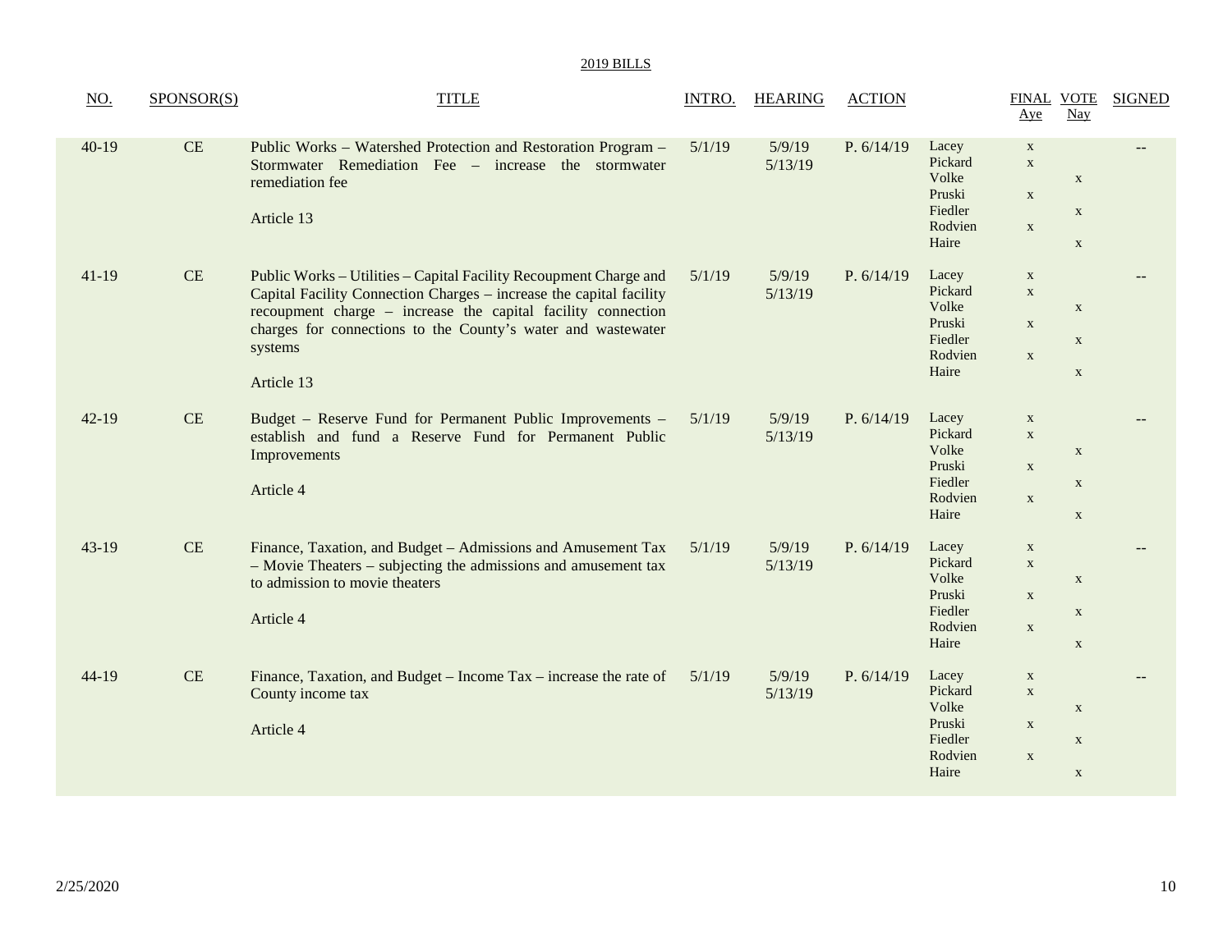2019 BILLS

| NO. | SPONSOR(S) | TITLE | INTRO. | HEARING | ACTION | | FINAL VOTE Aye | Nay | SIGNED |
|---|---|---|---|---|---|---|---|---|---|
| 40-19 | CE | Public Works – Watershed Protection and Restoration Program – Stormwater Remediation Fee – increase the stormwater remediation fee<br><br>Article 13 | 5/1/19 | 5/9/19<br>5/13/19 | P. 6/14/19 | Lacey<br>Pickard<br>Volke<br>Pruski<br>Fiedler<br>Rodvien<br>Haire | x<br>x<br><br>x<br><br>x<br> | <br><br>x<br><br>x<br><br>x | -- |
| 41-19 | CE | Public Works – Utilities – Capital Facility Recoupment Charge and Capital Facility Connection Charges – increase the capital facility recoupment charge – increase the capital facility connection charges for connections to the County's water and wastewater systems<br><br>Article 13 | 5/1/19 | 5/9/19<br>5/13/19 | P. 6/14/19 | Lacey<br>Pickard<br>Volke<br>Pruski<br>Fiedler<br>Rodvien<br>Haire | x<br>x<br><br>x<br><br>x<br> | <br><br>x<br><br>x<br><br>x | -- |
| 42-19 | CE | Budget – Reserve Fund for Permanent Public Improvements – establish and fund a Reserve Fund for Permanent Public Improvements<br><br>Article 4 | 5/1/19 | 5/9/19<br>5/13/19 | P. 6/14/19 | Lacey<br>Pickard<br>Volke<br>Pruski<br>Fiedler<br>Rodvien<br>Haire | x<br>x<br><br>x<br><br>x<br> | <br><br>x<br><br>x<br><br>x | -- |
| 43-19 | CE | Finance, Taxation, and Budget – Admissions and Amusement Tax – Movie Theaters – subjecting the admissions and amusement tax to admission to movie theaters<br><br>Article 4 | 5/1/19 | 5/9/19<br>5/13/19 | P. 6/14/19 | Lacey<br>Pickard<br>Volke<br>Pruski<br>Fiedler<br>Rodvien<br>Haire | x<br>x<br><br>x<br><br>x<br> | <br><br>x<br><br>x<br><br>x | -- |
| 44-19 | CE | Finance, Taxation, and Budget – Income Tax – increase the rate of County income tax<br><br>Article 4 | 5/1/19 | 5/9/19<br>5/13/19 | P. 6/14/19 | Lacey<br>Pickard<br>Volke<br>Pruski<br>Fiedler<br>Rodvien<br>Haire | x<br>x<br><br>x<br><br>x<br> | <br><br>x<br><br>x<br><br>x | -- |

2/25/2020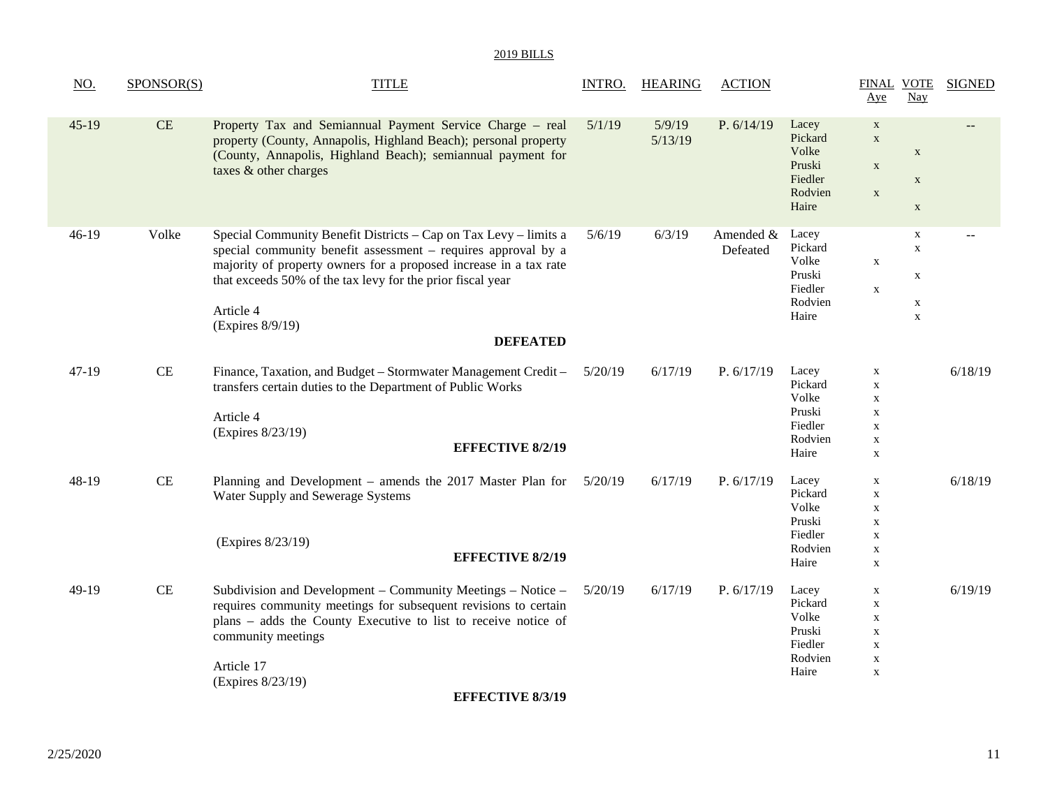2019 BILLS

| NO. | SPONSOR(S) | TITLE | INTRO. | HEARING | ACTION | | FINAL VOTE Aye | Nay | SIGNED |
|---|---|---|---|---|---|---|---|---|---|
| 45-19 | CE | Property Tax and Semiannual Payment Service Charge – real property (County, Annapolis, Highland Beach); personal property (County, Annapolis, Highland Beach); semiannual payment for taxes & other charges | 5/1/19 | 5/9/19 5/13/19 | P. 6/14/19 | Lacey<br>Pickard<br>Volke<br>Pruski<br>Fiedler<br>Rodvien<br>Haire | x<br>x<br><br>x<br><br>x<br> | <br><br>x<br><br>x<br><br>x | -- |
| 46-19 | Volke | Special Community Benefit Districts – Cap on Tax Levy – limits a special community benefit assessment – requires approval by a majority of property owners for a proposed increase in a tax rate that exceeds 50% of the tax levy for the prior fiscal year<br><br>Article 4<br>(Expires 8/9/19)<br><br>**DEFEATED** | 5/6/19 | 6/3/19 | Amended & Defeated | Lacey<br>Pickard<br>Volke<br>Pruski<br>Fiedler<br>Rodvien<br>Haire | <br><br>x<br><br>x<br><br> | x<br>x<br><br>x<br><br>x<br>x | -- |
| 47-19 | CE | Finance, Taxation, and Budget – Stormwater Management Credit – transfers certain duties to the Department of Public Works<br><br>Article 4<br>(Expires 8/23/19)<br><br>**EFFECTIVE 8/2/19** | 5/20/19 | 6/17/19 | P. 6/17/19 | Lacey<br>Pickard<br>Volke<br>Pruski<br>Fiedler<br>Rodvien<br>Haire | x<br>x<br>x<br>x<br>x<br>x<br>x | | 6/18/19 |
| 48-19 | CE | Planning and Development – amends the 2017 Master Plan for Water Supply and Sewerage Systems<br><br>(Expires 8/23/19)<br><br>**EFFECTIVE 8/2/19** | 5/20/19 | 6/17/19 | P. 6/17/19 | Lacey<br>Pickard<br>Volke<br>Pruski<br>Fiedler<br>Rodvien<br>Haire | x<br>x<br>x<br>x<br>x<br>x<br>x | | 6/18/19 |
| 49-19 | CE | Subdivision and Development – Community Meetings – Notice – requires community meetings for subsequent revisions to certain plans – adds the County Executive to list to receive notice of community meetings<br><br>Article 17<br>(Expires 8/23/19)<br><br>**EFFECTIVE 8/3/19** | 5/20/19 | 6/17/19 | P. 6/17/19 | Lacey<br>Pickard<br>Volke<br>Pruski<br>Fiedler<br>Rodvien<br>Haire | x<br>x<br>x<br>x<br>x<br>x<br>x | | 6/19/19 |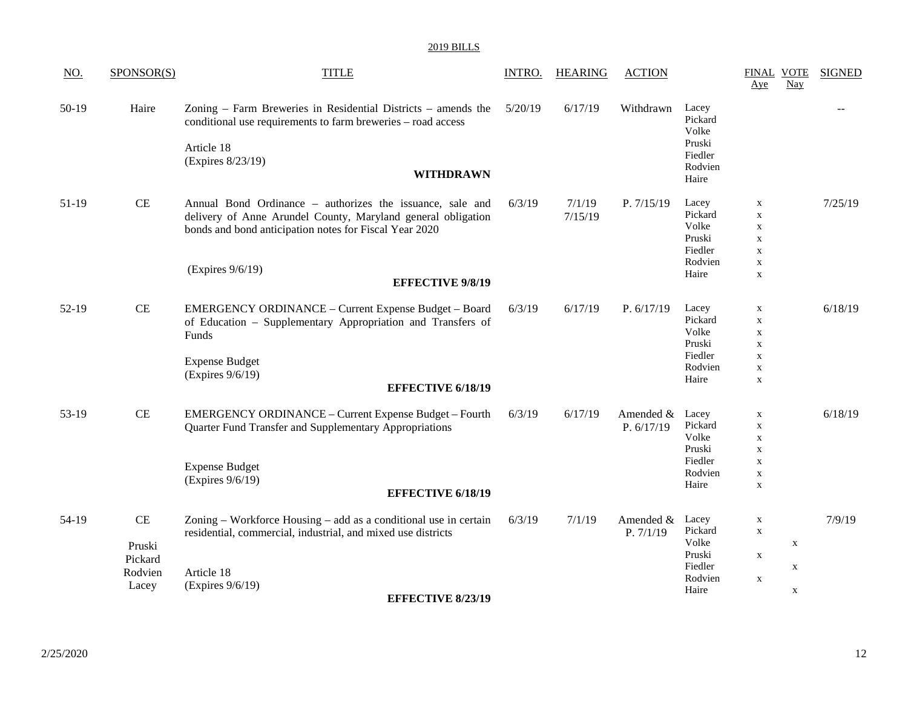2019 BILLS

| NO. | SPONSOR(S) | TITLE | INTRO. | HEARING | ACTION | | FINAL VOTE Aye | Nay | SIGNED |
|---|---|---|---|---|---|---|---|---|---|
| 50-19 | Haire | Zoning – Farm Breweries in Residential Districts – amends the conditional use requirements to farm breweries – road access<br><br>Article 18<br>(Expires 8/23/19)<br><br>**WITHDRAWN** | 5/20/19 | 6/17/19 | Withdrawn | Lacey<br>Pickard<br>Volke<br>Pruski<br>Fiedler<br>Rodvien<br>Haire | | | -- |
| 51-19 | CE | Annual Bond Ordinance – authorizes the issuance, sale and delivery of Anne Arundel County, Maryland general obligation bonds and bond anticipation notes for Fiscal Year 2020<br><br>(Expires 9/6/19)<br><br>**EFFECTIVE 9/8/19** | 6/3/19 | 7/1/19<br>7/15/19 | P. 7/15/19 | Lacey<br>Pickard<br>Volke<br>Pruski<br>Fiedler<br>Rodvien<br>Haire | x<br>x<br>x<br>x<br>x<br>x<br>x | | 7/25/19 |
| 52-19 | CE | EMERGENCY ORDINANCE – Current Expense Budget – Board of Education – Supplementary Appropriation and Transfers of Funds<br><br>Expense Budget<br>(Expires 9/6/19)<br><br>**EFFECTIVE 6/18/19** | 6/3/19 | 6/17/19 | P. 6/17/19 | Lacey<br>Pickard<br>Volke<br>Pruski<br>Fiedler<br>Rodvien<br>Haire | x<br>x<br>x<br>x<br>x<br>x<br>x | | 6/18/19 |
| 53-19 | CE | EMERGENCY ORDINANCE – Current Expense Budget – Fourth Quarter Fund Transfer and Supplementary Appropriations<br><br>Expense Budget<br>(Expires 9/6/19)<br><br>**EFFECTIVE 6/18/19** | 6/3/19 | 6/17/19 | Amended & P. 6/17/19 | Lacey<br>Pickard<br>Volke<br>Pruski<br>Fiedler<br>Rodvien<br>Haire | x<br>x<br>x<br>x<br>x<br>x<br>x | | 6/18/19 |
| 54-19 | CE<br><br>Pruski<br>Pickard<br>Rodvien<br>Lacey | Zoning – Workforce Housing – add as a conditional use in certain residential, commercial, industrial, and mixed use districts<br><br>Article 18<br>(Expires 9/6/19)<br><br>**EFFECTIVE 8/23/19** | 6/3/19 | 7/1/19 | Amended & P. 7/1/19 | Lacey<br>Pickard<br>Volke<br>Pruski<br>Fiedler<br>Rodvien<br>Haire | x<br>x<br><br>x<br><br>x<br> | <br><br>x<br><br>x<br><br>x | 7/9/19 |

2/25/2020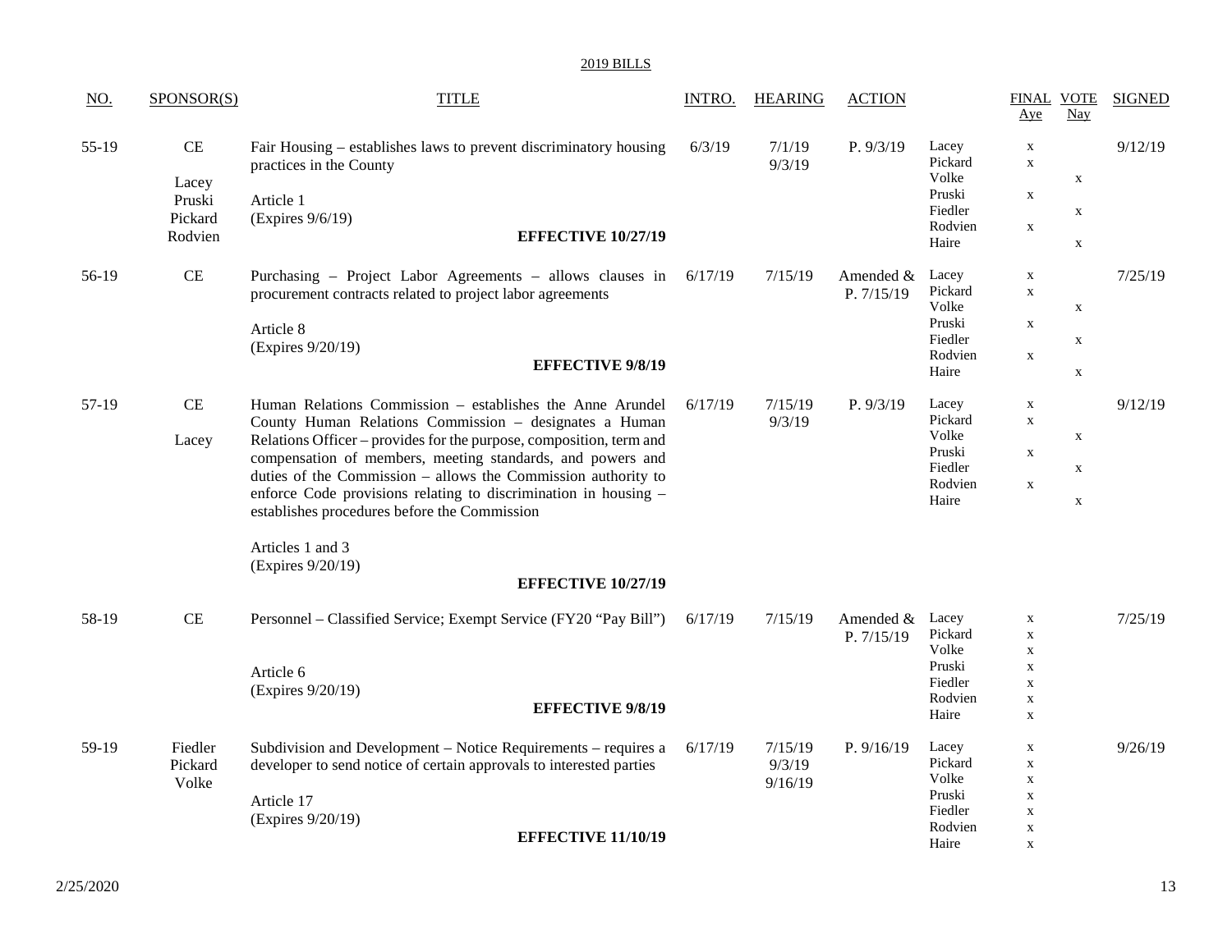2019 BILLS

| NO. | SPONSOR(S) | TITLE | INTRO. | HEARING | ACTION | | FINAL VOTE Aye | Nay | SIGNED |
|---|---|---|---|---|---|---|---|---|---|
| 55-19 | CE<br><br>Lacey<br>Pruski<br>Pickard<br>Rodvien | Fair Housing – establishes laws to prevent discriminatory housing practices in the County<br><br>Article 1<br>(Expires 9/6/19)<br>**EFFECTIVE 10/27/19** | 6/3/19 | 7/1/19<br>9/3/19 | P. 9/3/19 | Lacey<br>Pickard<br>Volke<br>Pruski<br>Fiedler<br>Rodvien<br>Haire | x<br>x<br><br>x<br><br>x<br> | <br><br>x<br><br>x<br><br>x | 9/12/19 |
| 56-19 | CE | Purchasing – Project Labor Agreements – allows clauses in procurement contracts related to project labor agreements<br><br>Article 8<br>(Expires 9/20/19)<br>**EFFECTIVE 9/8/19** | 6/17/19 | 7/15/19 | Amended & P. 7/15/19 | Lacey<br>Pickard<br>Volke<br>Pruski<br>Fiedler<br>Rodvien<br>Haire | x<br>x<br><br>x<br><br>x<br> | <br><br>x<br><br>x<br><br>x | 7/25/19 |
| 57-19 | CE<br><br>Lacey | Human Relations Commission – establishes the Anne Arundel County Human Relations Commission – designates a Human Relations Officer – provides for the purpose, composition, term and compensation of members, meeting standards, and powers and duties of the Commission – allows the Commission authority to enforce Code provisions relating to discrimination in housing – establishes procedures before the Commission<br><br>Articles 1 and 3<br>(Expires 9/20/19)<br>**EFFECTIVE 10/27/19** | 6/17/19 | 7/15/19<br>9/3/19 | P. 9/3/19 | Lacey<br>Pickard<br>Volke<br>Pruski<br>Fiedler<br>Rodvien<br>Haire | x<br>x<br><br>x<br><br>x<br> | <br><br>x<br><br>x<br><br>x | 9/12/19 |
| 58-19 | CE | Personnel – Classified Service; Exempt Service (FY20 "Pay Bill")<br><br>Article 6<br>(Expires 9/20/19)<br>**EFFECTIVE 9/8/19** | 6/17/19 | 7/15/19 | Amended & P. 7/15/19 | Lacey<br>Pickard<br>Volke<br>Pruski<br>Fiedler<br>Rodvien<br>Haire | x<br>x<br>x<br>x<br>x<br>x<br>x | | 7/25/19 |
| 59-19 | Fiedler<br>Pickard<br>Volke | Subdivision and Development – Notice Requirements – requires a developer to send notice of certain approvals to interested parties<br><br>Article 17<br>(Expires 9/20/19)<br>**EFFECTIVE 11/10/19** | 6/17/19 | 7/15/19<br>9/3/19<br>9/16/19 | P. 9/16/19 | Lacey<br>Pickard<br>Volke<br>Pruski<br>Fiedler<br>Rodvien<br>Haire | x<br>x<br>x<br>x<br>x<br>x<br>x | | 9/26/19 |

2/25/2020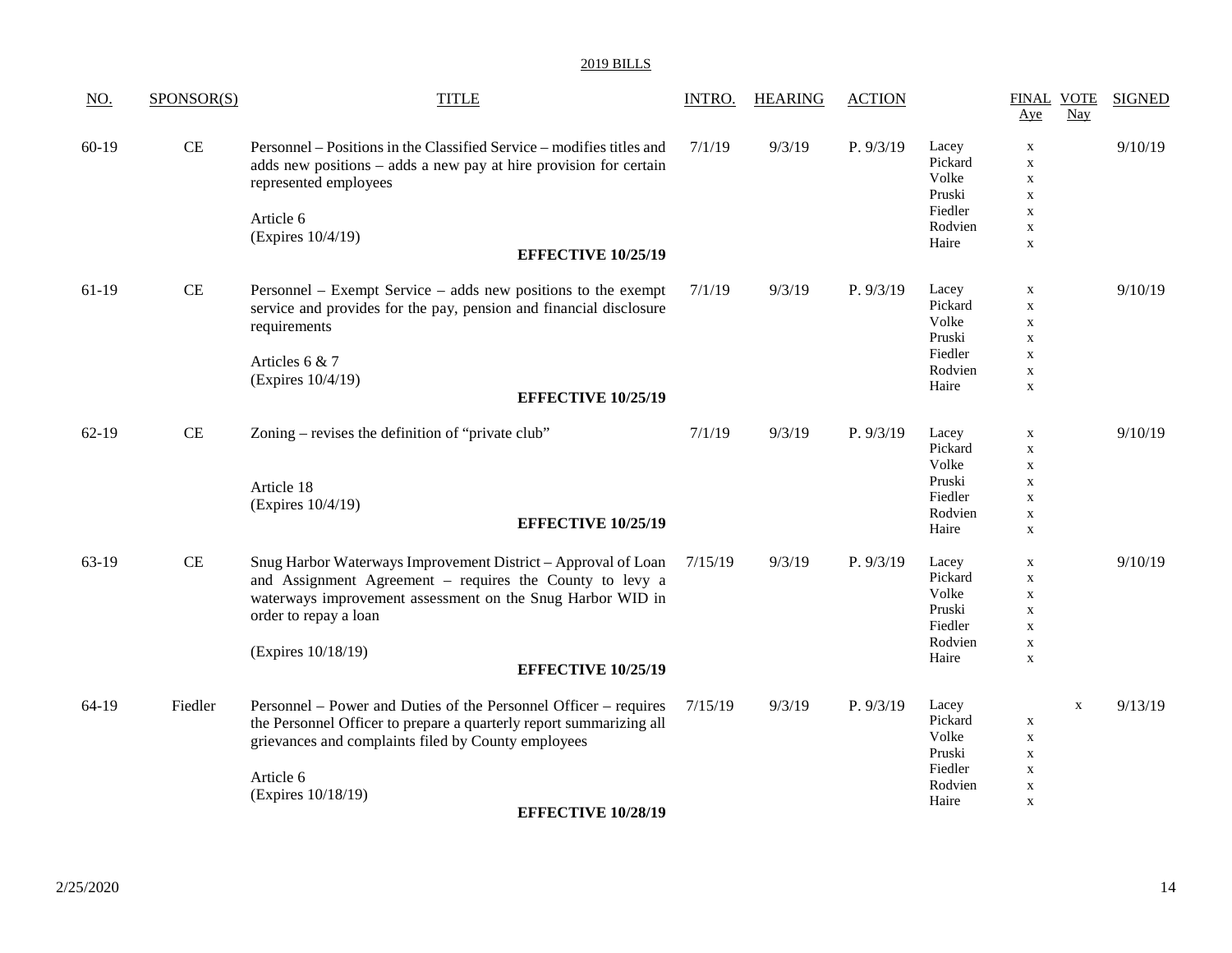2019 BILLS

| NO. | SPONSOR(S) | TITLE | INTRO. | HEARING | ACTION | | FINAL VOTE Aye | Nay | SIGNED |
|---|---|---|---|---|---|---|---|---|---|
| 60-19 | CE | Personnel – Positions in the Classified Service – modifies titles and adds new positions – adds a new pay at hire provision for certain represented employees<br><br>Article 6<br>(Expires 10/4/19)<br>**EFFECTIVE 10/25/19** | 7/1/19 | 9/3/19 | P. 9/3/19 | Lacey<br>Pickard<br>Volke<br>Pruski<br>Fiedler<br>Rodvien<br>Haire | x<br>x<br>x<br>x<br>x<br>x<br>x | | 9/10/19 |
| 61-19 | CE | Personnel – Exempt Service – adds new positions to the exempt service and provides for the pay, pension and financial disclosure requirements<br><br>Articles 6 & 7<br>(Expires 10/4/19)<br>**EFFECTIVE 10/25/19** | 7/1/19 | 9/3/19 | P. 9/3/19 | Lacey<br>Pickard<br>Volke<br>Pruski<br>Fiedler<br>Rodvien<br>Haire | x<br>x<br>x<br>x<br>x<br>x<br>x | | 9/10/19 |
| 62-19 | CE | Zoning – revises the definition of "private club"<br><br>Article 18<br>(Expires 10/4/19)<br>**EFFECTIVE 10/25/19** | 7/1/19 | 9/3/19 | P. 9/3/19 | Lacey<br>Pickard<br>Volke<br>Pruski<br>Fiedler<br>Rodvien<br>Haire | x<br>x<br>x<br>x<br>x<br>x<br>x | | 9/10/19 |
| 63-19 | CE | Snug Harbor Waterways Improvement District – Approval of Loan and Assignment Agreement – requires the County to levy a waterways improvement assessment on the Snug Harbor WID in order to repay a loan<br><br>(Expires 10/18/19)<br>**EFFECTIVE 10/25/19** | 7/15/19 | 9/3/19 | P. 9/3/19 | Lacey<br>Pickard<br>Volke<br>Pruski<br>Fiedler<br>Rodvien<br>Haire | x<br>x<br>x<br>x<br>x<br>x<br>x | | 9/10/19 |
| 64-19 | Fiedler | Personnel – Power and Duties of the Personnel Officer – requires the Personnel Officer to prepare a quarterly report summarizing all grievances and complaints filed by County employees<br><br>Article 6<br>(Expires 10/18/19)<br>**EFFECTIVE 10/28/19** | 7/15/19 | 9/3/19 | P. 9/3/19 | Lacey<br>Pickard<br>Volke<br>Pruski<br>Fiedler<br>Rodvien<br>Haire | <br>x<br>x<br>x<br>x<br>x<br>x | x | 9/13/19 |

2/25/2020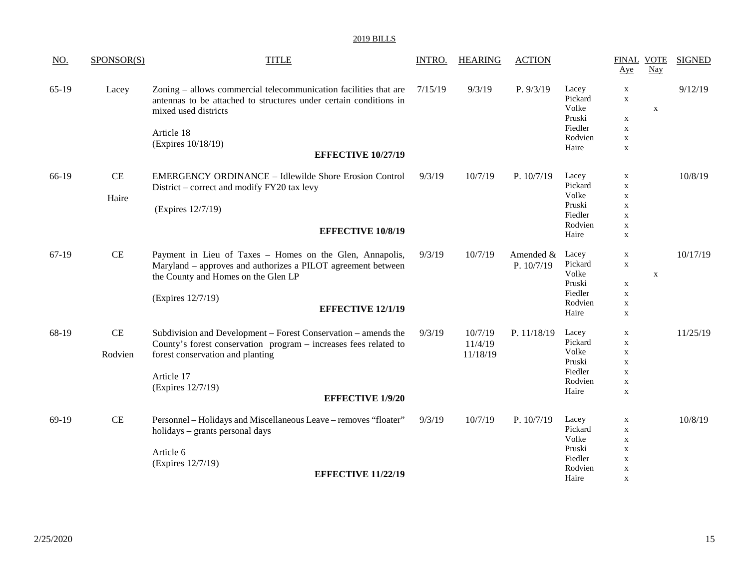2019 BILLS

| NO. | SPONSOR(S) | TITLE | INTRO. | HEARING | ACTION | | FINAL VOTE Aye | Nay | SIGNED |
|---|---|---|---|---|---|---|---|---|---|
| 65-19 | Lacey | Zoning – allows commercial telecommunication facilities that are antennas to be attached to structures under certain conditions in mixed used districts<br><br>Article 18<br>(Expires 10/18/19)<br>**EFFECTIVE 10/27/19** | 7/15/19 | 9/3/19 | P. 9/3/19 | Lacey<br>Pickard<br>Volke<br>Pruski<br>Fiedler<br>Rodvien<br>Haire | x<br>x<br><br>x<br>x<br>x<br>x | <br><br>x | 9/12/19 |
| 66-19 | CE<br><br>Haire | EMERGENCY ORDINANCE – Idlewilde Shore Erosion Control District – correct and modify FY20 tax levy<br><br>(Expires 12/7/19)<br>**EFFECTIVE 10/8/19** | 9/3/19 | 10/7/19 | P. 10/7/19 | Lacey<br>Pickard<br>Volke<br>Pruski<br>Fiedler<br>Rodvien<br>Haire | x<br>x<br>x<br>x<br>x<br>x<br>x | | 10/8/19 |
| 67-19 | CE | Payment in Lieu of Taxes – Homes on the Glen, Annapolis, Maryland – approves and authorizes a PILOT agreement between the County and Homes on the Glen LP<br><br>(Expires 12/7/19)<br>**EFFECTIVE 12/1/19** | 9/3/19 | 10/7/19 | Amended & P. 10/7/19 | Lacey<br>Pickard<br>Volke<br>Pruski<br>Fiedler<br>Rodvien<br>Haire | x<br>x<br><br>x<br>x<br>x<br>x | <br><br>x | 10/17/19 |
| 68-19 | CE<br><br>Rodvien | Subdivision and Development – Forest Conservation – amends the County's forest conservation program – increases fees related to forest conservation and planting<br><br>Article 17<br>(Expires 12/7/19)<br>**EFFECTIVE 1/9/20** | 9/3/19 | 10/7/19<br>11/4/19<br>11/18/19 | P. 11/18/19 | Lacey<br>Pickard<br>Volke<br>Pruski<br>Fiedler<br>Rodvien<br>Haire | x<br>x<br>x<br>x<br>x<br>x<br>x | | 11/25/19 |
| 69-19 | CE | Personnel – Holidays and Miscellaneous Leave – removes "floater" holidays – grants personal days<br><br>Article 6<br>(Expires 12/7/19)<br>**EFFECTIVE 11/22/19** | 9/3/19 | 10/7/19 | P. 10/7/19 | Lacey<br>Pickard<br>Volke<br>Pruski<br>Fiedler<br>Rodvien<br>Haire | x<br>x<br>x<br>x<br>x<br>x<br>x | | 10/8/19 |

2/25/2020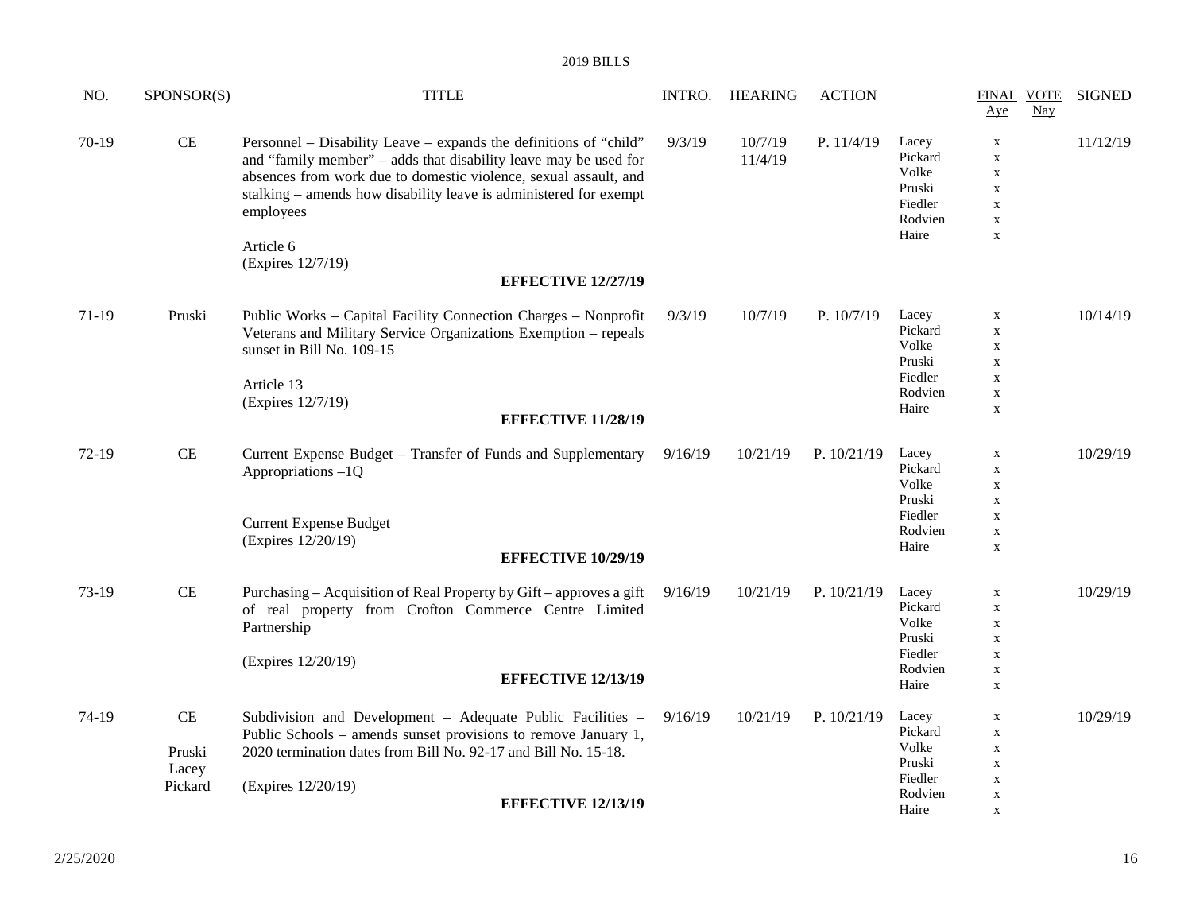2019 BILLS

| NO. | SPONSOR(S) | TITLE | INTRO. | HEARING | ACTION | | FINAL VOTE Aye | Nay | SIGNED |
|---|---|---|---|---|---|---|---|---|---|
| 70-19 | CE | Personnel – Disability Leave – expands the definitions of "child" and "family member" – adds that disability leave may be used for absences from work due to domestic violence, sexual assault, and stalking – amends how disability leave is administered for exempt employees<br><br>Article 6<br>(Expires 12/7/19)<br>**EFFECTIVE 12/27/19** | 9/3/19 | 10/7/19<br>11/4/19 | P. 11/4/19 | Lacey<br>Pickard<br>Volke<br>Pruski<br>Fiedler<br>Rodvien<br>Haire | x<br>x<br>x<br>x<br>x<br>x<br>x | | 11/12/19 |
| 71-19 | Pruski | Public Works – Capital Facility Connection Charges – Nonprofit Veterans and Military Service Organizations Exemption – repeals sunset in Bill No. 109-15<br><br>Article 13<br>(Expires 12/7/19)<br>**EFFECTIVE 11/28/19** | 9/3/19 | 10/7/19 | P. 10/7/19 | Lacey<br>Pickard<br>Volke<br>Pruski<br>Fiedler<br>Rodvien<br>Haire | x<br>x<br>x<br>x<br>x<br>x<br>x | | 10/14/19 |
| 72-19 | CE | Current Expense Budget – Transfer of Funds and Supplementary Appropriations –1Q<br><br>Current Expense Budget<br>(Expires 12/20/19)<br>**EFFECTIVE 10/29/19** | 9/16/19 | 10/21/19 | P. 10/21/19 | Lacey<br>Pickard<br>Volke<br>Pruski<br>Fiedler<br>Rodvien<br>Haire | x<br>x<br>x<br>x<br>x<br>x<br>x | | 10/29/19 |
| 73-19 | CE | Purchasing – Acquisition of Real Property by Gift – approves a gift of real property from Crofton Commerce Centre Limited Partnership<br><br>(Expires 12/20/19)<br>**EFFECTIVE 12/13/19** | 9/16/19 | 10/21/19 | P. 10/21/19 | Lacey<br>Pickard<br>Volke<br>Pruski<br>Fiedler<br>Rodvien<br>Haire | x<br>x<br>x<br>x<br>x<br>x<br>x | | 10/29/19 |
| 74-19 | CE<br><br>Pruski<br>Lacey<br>Pickard | Subdivision and Development – Adequate Public Facilities – Public Schools – amends sunset provisions to remove January 1, 2020 termination dates from Bill No. 92-17 and Bill No. 15-18.<br><br>(Expires 12/20/19)<br>**EFFECTIVE 12/13/19** | 9/16/19 | 10/21/19 | P. 10/21/19 | Lacey<br>Pickard<br>Volke<br>Pruski<br>Fiedler<br>Rodvien<br>Haire | x<br>x<br>x<br>x<br>x<br>x<br>x | | 10/29/19 |

2/25/2020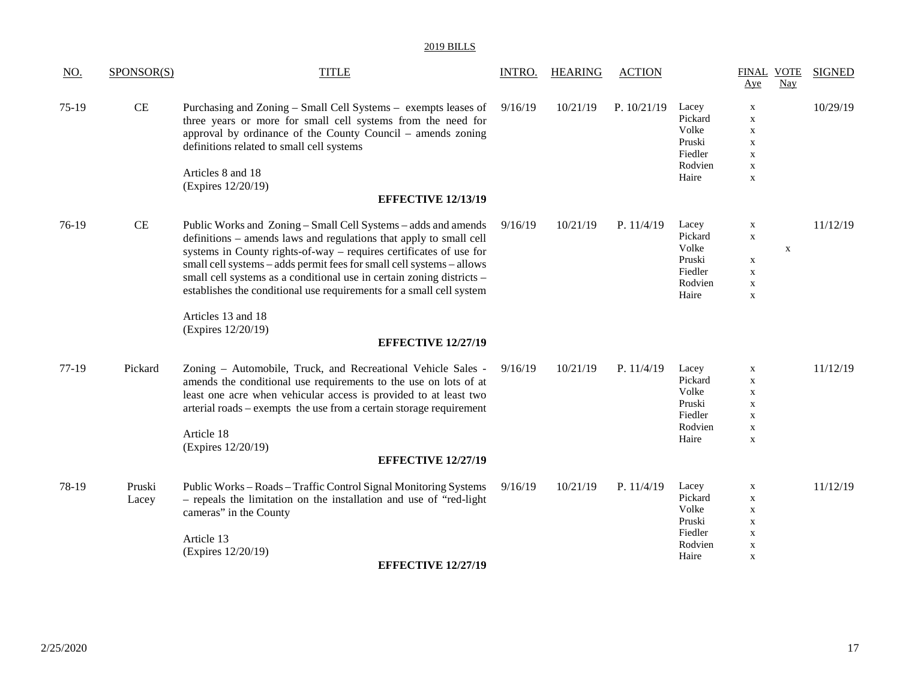## 2019 BILLS

| NO. | SPONSOR(S) | TITLE | INTRO. | HEARING | ACTION | | FINAL VOTE Aye | FINAL VOTE Nay | SIGNED |
|---|---|---|---|---|---|---|---|---|---|
| 75-19 | CE | Purchasing and Zoning – Small Cell Systems – exempts leases of three years or more for small cell systems from the need for approval by ordinance of the County Council – amends zoning definitions related to small cell systems<br><br>Articles 8 and 18<br>(Expires 12/20/19)<br><br>**EFFECTIVE 12/13/19** | 9/16/19 | 10/21/19 | P. 10/21/19 | Lacey<br>Pickard<br>Volke<br>Pruski<br>Fiedler<br>Rodvien<br>Haire | x<br>x<br>x<br>x<br>x<br>x<br>x | | 10/29/19 |
| 76-19 | CE | Public Works and Zoning – Small Cell Systems – adds and amends definitions – amends laws and regulations that apply to small cell systems in County rights-of-way – requires certificates of use for small cell systems – adds permit fees for small cell systems – allows small cell systems as a conditional use in certain zoning districts – establishes the conditional use requirements for a small cell system<br><br>Articles 13 and 18<br>(Expires 12/20/19)<br><br>**EFFECTIVE 12/27/19** | 9/16/19 | 10/21/19 | P. 11/4/19 | Lacey<br>Pickard<br>Volke<br>Pruski<br>Fiedler<br>Rodvien<br>Haire | x<br>x<br><br>x<br>x<br>x<br>x | <br><br>x | 11/12/19 |
| 77-19 | Pickard | Zoning – Automobile, Truck, and Recreational Vehicle Sales - amends the conditional use requirements to the use on lots of at least one acre when vehicular access is provided to at least two arterial roads – exempts the use from a certain storage requirement<br><br>Article 18<br>(Expires 12/20/19)<br><br>**EFFECTIVE 12/27/19** | 9/16/19 | 10/21/19 | P. 11/4/19 | Lacey<br>Pickard<br>Volke<br>Pruski<br>Fiedler<br>Rodvien<br>Haire | x<br>x<br>x<br>x<br>x<br>x<br>x | | 11/12/19 |
| 78-19 | Pruski<br>Lacey | Public Works – Roads – Traffic Control Signal Monitoring Systems – repeals the limitation on the installation and use of "red-light cameras" in the County<br><br>Article 13<br>(Expires 12/20/19)<br><br>**EFFECTIVE 12/27/19** | 9/16/19 | 10/21/19 | P. 11/4/19 | Lacey<br>Pickard<br>Volke<br>Pruski<br>Fiedler<br>Rodvien<br>Haire | x<br>x<br>x<br>x<br>x<br>x<br>x | | 11/12/19 |

2/25/2020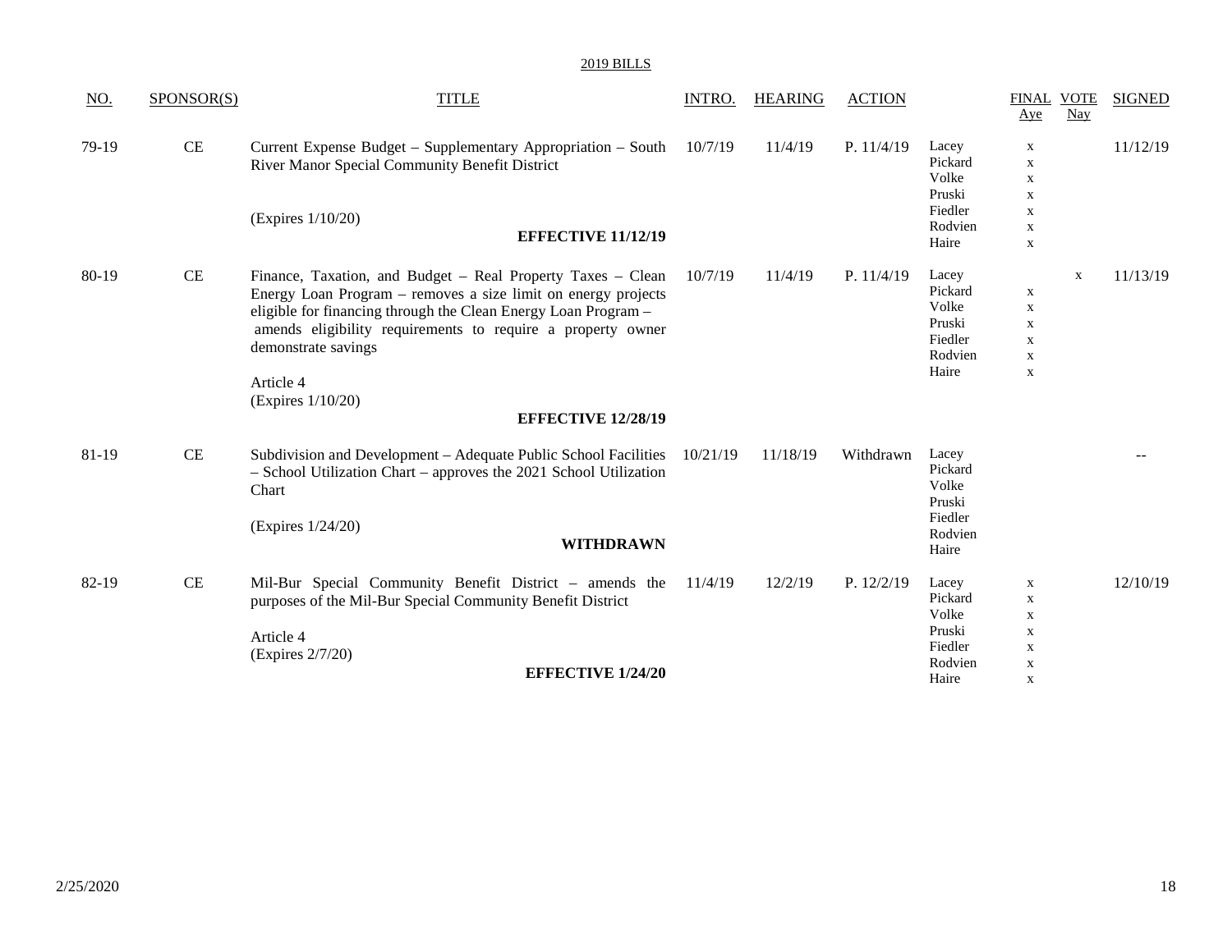2019 BILLS

| NO. | SPONSOR(S) | TITLE | INTRO. | HEARING | ACTION | | FINAL VOTE Aye | Nay | SIGNED |
|---|---|---|---|---|---|---|---|---|---|
| 79-19 | CE | Current Expense Budget – Supplementary Appropriation – South River Manor Special Community Benefit District<br><br>(Expires 1/10/20)<br>**EFFECTIVE 11/12/19** | 10/7/19 | 11/4/19 | P. 11/4/19 | Lacey<br>Pickard<br>Volke<br>Pruski<br>Fiedler<br>Rodvien<br>Haire | x<br>x<br>x<br>x<br>x<br>x<br>x | | 11/12/19 |
| 80-19 | CE | Finance, Taxation, and Budget – Real Property Taxes – Clean Energy Loan Program – removes a size limit on energy projects eligible for financing through the Clean Energy Loan Program – amends eligibility requirements to require a property owner demonstrate savings<br><br>Article 4<br>(Expires 1/10/20)<br>**EFFECTIVE 12/28/19** | 10/7/19 | 11/4/19 | P. 11/4/19 | Lacey<br>Pickard<br>Volke<br>Pruski<br>Fiedler<br>Rodvien<br>Haire | <br>x<br>x<br>x<br>x<br>x<br>x | x | 11/13/19 |
| 81-19 | CE | Subdivision and Development – Adequate Public School Facilities – School Utilization Chart – approves the 2021 School Utilization Chart<br><br>(Expires 1/24/20)<br>**WITHDRAWN** | 10/21/19 | 11/18/19 | Withdrawn | Lacey<br>Pickard<br>Volke<br>Pruski<br>Fiedler<br>Rodvien<br>Haire | | | -- |
| 82-19 | CE | Mil-Bur Special Community Benefit District – amends the purposes of the Mil-Bur Special Community Benefit District<br><br>Article 4<br>(Expires 2/7/20)<br>**EFFECTIVE 1/24/20** | 11/4/19 | 12/2/19 | P. 12/2/19 | Lacey<br>Pickard<br>Volke<br>Pruski<br>Fiedler<br>Rodvien<br>Haire | x<br>x<br>x<br>x<br>x<br>x<br>x | | 12/10/19 |

2/25/2020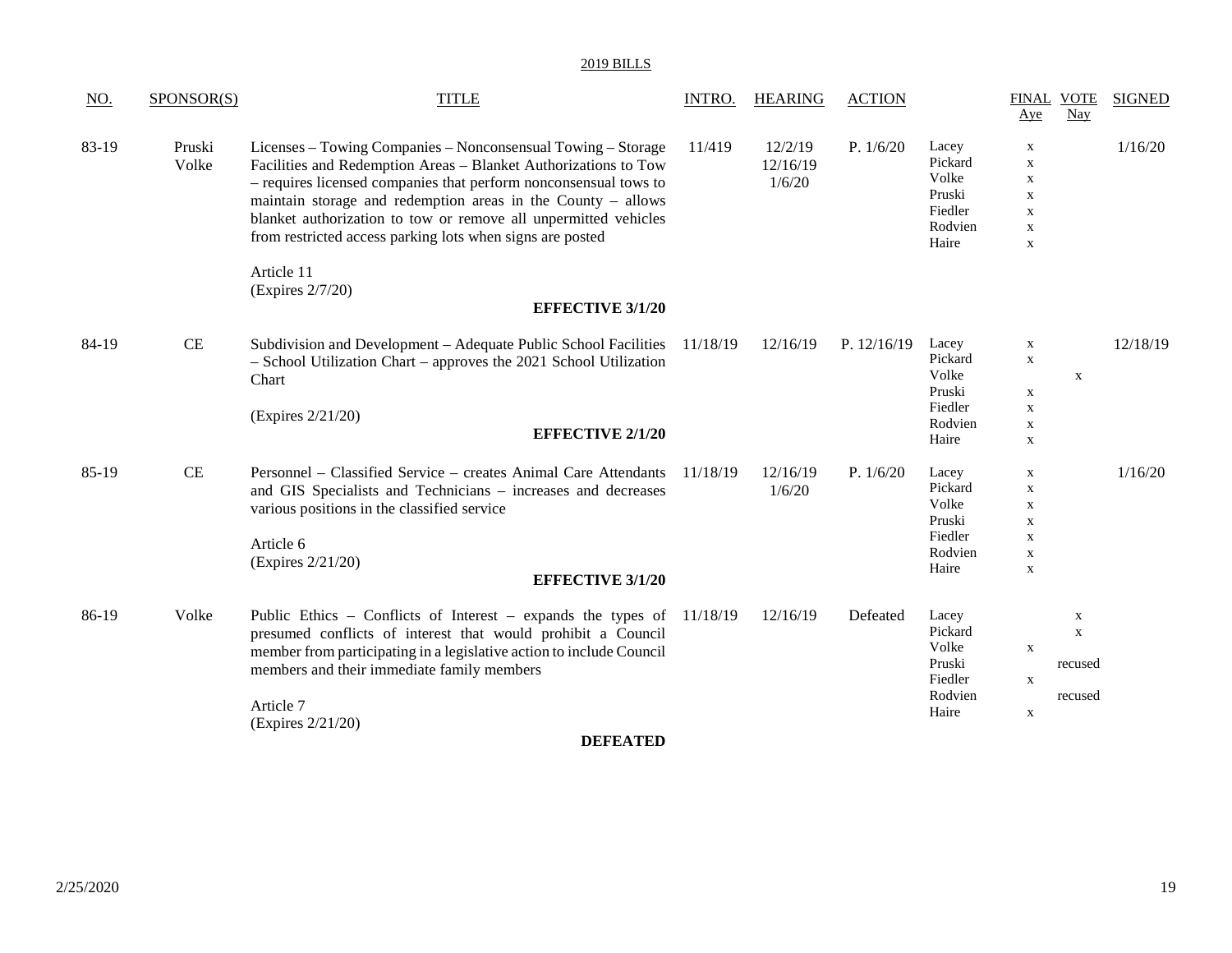2019 BILLS

| NO. | SPONSOR(S) | TITLE | INTRO. | HEARING | ACTION | | FINAL VOTE Aye | Nay | SIGNED |
|---|---|---|---|---|---|---|---|---|---|
| 83-19 | Pruski Volke | Licenses – Towing Companies – Nonconsensual Towing – Storage Facilities and Redemption Areas – Blanket Authorizations to Tow – requires licensed companies that perform nonconsensual tows to maintain storage and redemption areas in the County – allows blanket authorization to tow or remove all unpermitted vehicles from restricted access parking lots when signs are posted<br><br>Article 11<br>(Expires 2/7/20)<br><br>**EFFECTIVE 3/1/20** | 11/419 | 12/2/19<br>12/16/19<br>1/6/20 | P. 1/6/20 | Lacey<br>Pickard<br>Volke<br>Pruski<br>Fiedler<br>Rodvien<br>Haire | x<br>x<br>x<br>x<br>x<br>x<br>x | | 1/16/20 |
| 84-19 | CE | Subdivision and Development – Adequate Public School Facilities – School Utilization Chart – approves the 2021 School Utilization Chart<br><br>(Expires 2/21/20)<br><br>**EFFECTIVE 2/1/20** | 11/18/19 | 12/16/19 | P. 12/16/19 | Lacey<br>Pickard<br>Volke<br>Pruski<br>Fiedler<br>Rodvien<br>Haire | x<br>x<br><br>x<br>x<br>x<br>x | <br><br>x | 12/18/19 |
| 85-19 | CE | Personnel – Classified Service – creates Animal Care Attendants and GIS Specialists and Technicians – increases and decreases various positions in the classified service<br><br>Article 6<br>(Expires 2/21/20)<br><br>**EFFECTIVE 3/1/20** | 11/18/19 | 12/16/19<br>1/6/20 | P. 1/6/20 | Lacey<br>Pickard<br>Volke<br>Pruski<br>Fiedler<br>Rodvien<br>Haire | x<br>x<br>x<br>x<br>x<br>x<br>x | | 1/16/20 |
| 86-19 | Volke | Public Ethics – Conflicts of Interest – expands the types of presumed conflicts of interest that would prohibit a Council member from participating in a legislative action to include Council members and their immediate family members<br><br>Article 7<br>(Expires 2/21/20)<br><br>**DEFEATED** | 11/18/19 | 12/16/19 | Defeated | Lacey<br>Pickard<br>Volke<br>Pruski<br>Fiedler<br>Rodvien<br>Haire | <br><br>x<br><br>x<br><br>x | x<br>x<br><br>recused<br><br>recused | |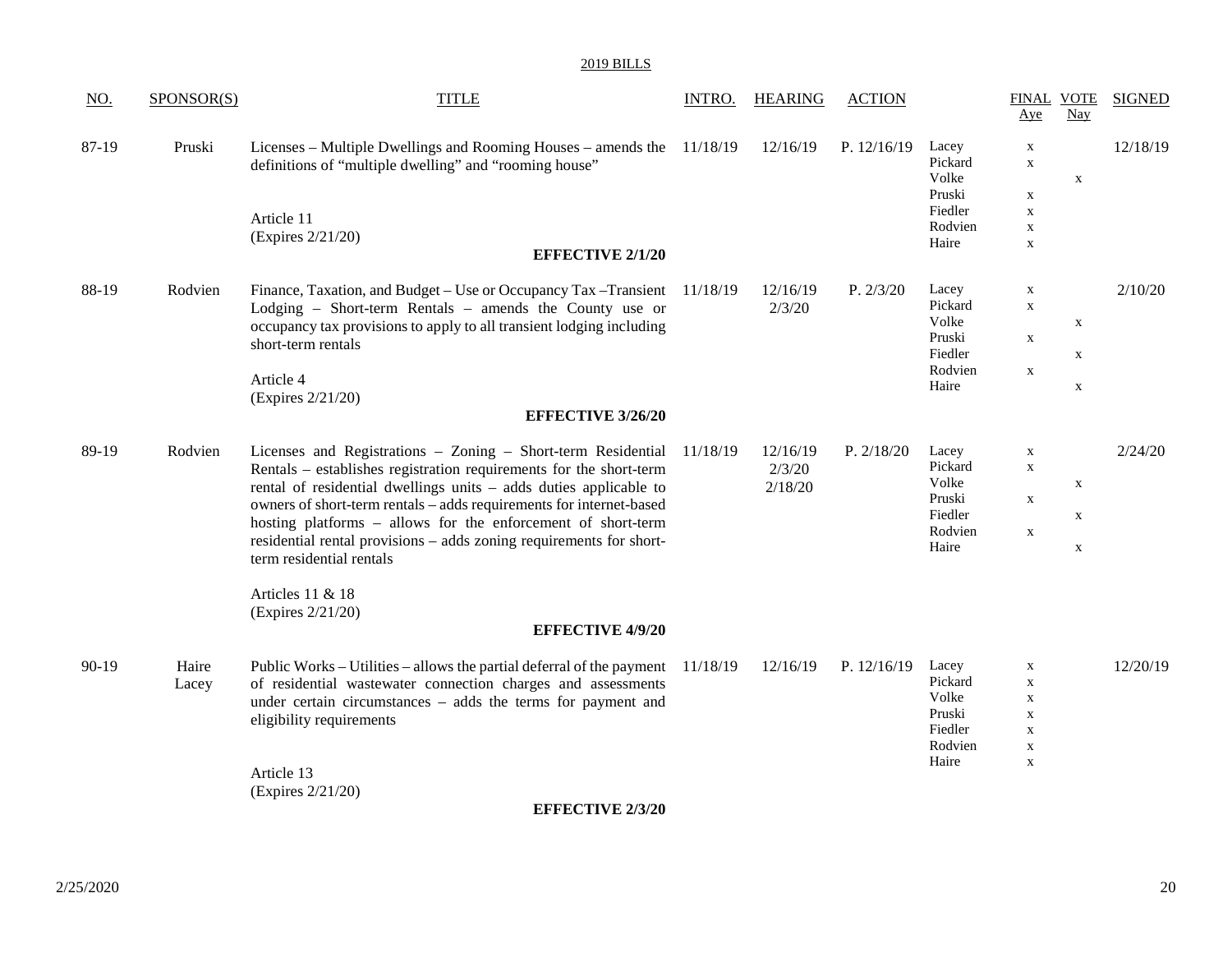## 2019 BILLS

| NO. | SPONSOR(S) | TITLE | INTRO. | HEARING | ACTION | | FINAL VOTE Aye | Nay | SIGNED |
|---|---|---|---|---|---|---|---|---|---|
| 87-19 | Pruski | Licenses – Multiple Dwellings and Rooming Houses – amends the definitions of "multiple dwelling" and "rooming house"<br><br>Article 11<br>(Expires 2/21/20)<br><br>**EFFECTIVE 2/1/20** | 11/18/19 | 12/16/19 | P. 12/16/19 | Lacey<br>Pickard<br>Volke<br>Pruski<br>Fiedler<br>Rodvien<br>Haire | x<br>x<br><br>x<br>x<br>x<br>x | <br><br>x | 12/18/19 |
| 88-19 | Rodvien | Finance, Taxation, and Budget – Use or Occupancy Tax –Transient Lodging – Short-term Rentals – amends the County use or occupancy tax provisions to apply to all transient lodging including short-term rentals<br><br>Article 4<br>(Expires 2/21/20)<br><br>**EFFECTIVE 3/26/20** | 11/18/19 | 12/16/19<br>2/3/20 | P. 2/3/20 | Lacey<br>Pickard<br>Volke<br>Pruski<br>Fiedler<br>Rodvien<br>Haire | x<br>x<br><br>x<br><br>x | <br><br>x<br><br>x<br><br>x | 2/10/20 |
| 89-19 | Rodvien | Licenses and Registrations – Zoning – Short-term Residential Rentals – establishes registration requirements for the short-term rental of residential dwellings units – adds duties applicable to owners of short-term rentals – adds requirements for internet-based hosting platforms – allows for the enforcement of short-term residential rental provisions – adds zoning requirements for short-term residential rentals<br><br>Articles 11 & 18<br>(Expires 2/21/20)<br><br>**EFFECTIVE 4/9/20** | 11/18/19 | 12/16/19<br>2/3/20<br>2/18/20 | P. 2/18/20 | Lacey<br>Pickard<br>Volke<br>Pruski<br>Fiedler<br>Rodvien<br>Haire | x<br>x<br><br>x<br><br>x | <br><br>x<br><br>x<br><br>x | 2/24/20 |
| 90-19 | Haire<br>Lacey | Public Works – Utilities – allows the partial deferral of the payment of residential wastewater connection charges and assessments under certain circumstances – adds the terms for payment and eligibility requirements<br><br>Article 13<br>(Expires 2/21/20)<br><br>**EFFECTIVE 2/3/20** | 11/18/19 | 12/16/19 | P. 12/16/19 | Lacey<br>Pickard<br>Volke<br>Pruski<br>Fiedler<br>Rodvien<br>Haire | x<br>x<br>x<br>x<br>x<br>x<br>x | | 12/20/19 |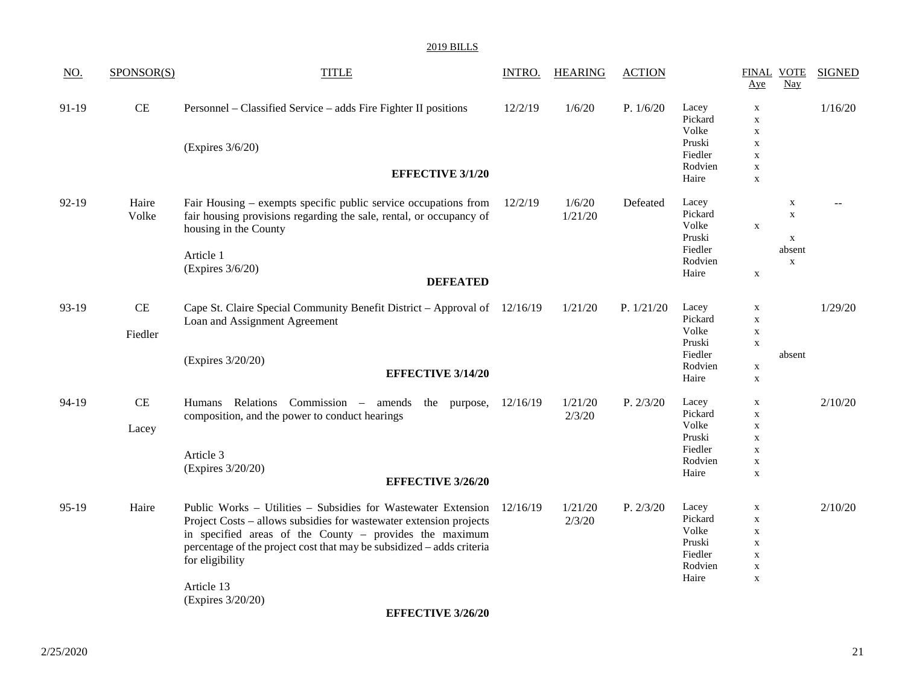2019 BILLS

| NO. | SPONSOR(S) | TITLE | INTRO. | HEARING | ACTION | | FINAL VOTE Aye | Nay | SIGNED |
|---|---|---|---|---|---|---|---|---|---|
| 91-19 | CE | Personnel – Classified Service – adds Fire Fighter II positions<br><br>(Expires 3/6/20)<br><br>**EFFECTIVE 3/1/20** | 12/2/19 | 1/6/20 | P. 1/6/20 | Lacey<br>Pickard<br>Volke<br>Pruski<br>Fiedler<br>Rodvien<br>Haire | x<br>x<br>x<br>x<br>x<br>x<br>x | | 1/16/20 |
| 92-19 | Haire<br>Volke | Fair Housing – exempts specific public service occupations from fair housing provisions regarding the sale, rental, or occupancy of housing in the County<br><br>Article 1<br>(Expires 3/6/20)<br><br>**DEFEATED** | 12/2/19 | 1/6/20<br>1/21/20 | Defeated | Lacey<br>Pickard<br>Volke<br>Pruski<br>Fiedler<br>Rodvien<br>Haire | <br><br>x<br><br><br><br>x | x<br>x<br><br>x<br>absent<br>x<br> | -- |
| 93-19 | CE<br><br>Fiedler | Cape St. Claire Special Community Benefit District – Approval of Loan and Assignment Agreement<br><br>(Expires 3/20/20)<br><br>**EFFECTIVE 3/14/20** | 12/16/19 | 1/21/20 | P. 1/21/20 | Lacey<br>Pickard<br>Volke<br>Pruski<br>Fiedler<br>Rodvien<br>Haire | x<br>x<br>x<br>x<br><br>x<br>x | <br><br><br><br>absent<br><br> | 1/29/20 |
| 94-19 | CE<br><br>Lacey | Humans Relations Commission – amends the purpose, composition, and the power to conduct hearings<br><br>Article 3<br>(Expires 3/20/20)<br><br>**EFFECTIVE 3/26/20** | 12/16/19 | 1/21/20<br>2/3/20 | P. 2/3/20 | Lacey<br>Pickard<br>Volke<br>Pruski<br>Fiedler<br>Rodvien<br>Haire | x<br>x<br>x<br>x<br>x<br>x<br>x | | 2/10/20 |
| 95-19 | Haire | Public Works – Utilities – Subsidies for Wastewater Extension Project Costs – allows subsidies for wastewater extension projects in specified areas of the County – provides the maximum percentage of the project cost that may be subsidized – adds criteria for eligibility<br><br>Article 13<br>(Expires 3/20/20)<br><br>**EFFECTIVE 3/26/20** | 12/16/19 | 1/21/20<br>2/3/20 | P. 2/3/20 | Lacey<br>Pickard<br>Volke<br>Pruski<br>Fiedler<br>Rodvien<br>Haire | x<br>x<br>x<br>x<br>x<br>x<br>x | | 2/10/20 |

2/25/2020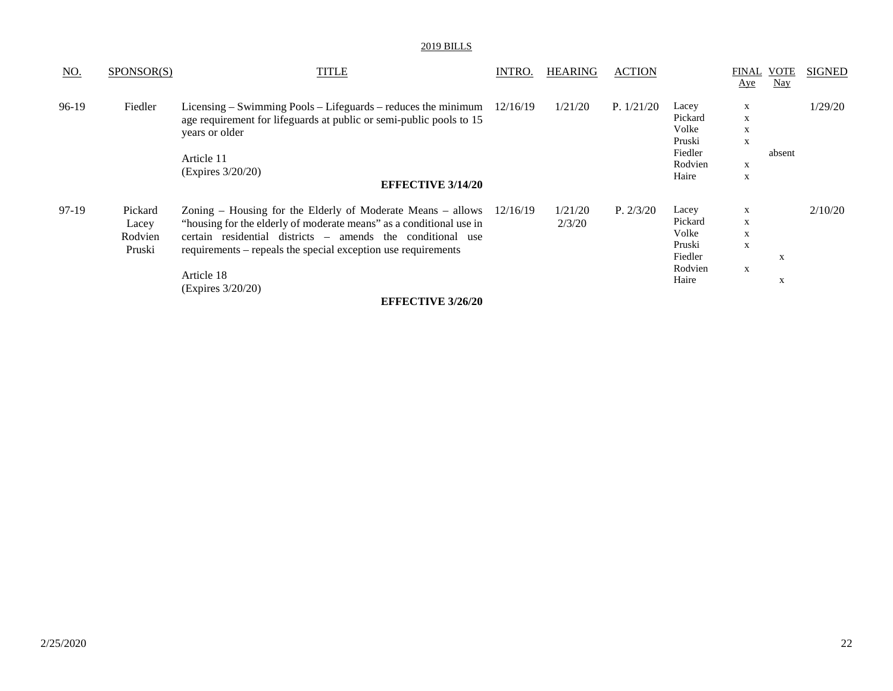2019 BILLS

| NO. | SPONSOR(S) | TITLE | INTRO. | HEARING | ACTION | | FINAL Aye | VOTE Nay | SIGNED |
|---|---|---|---|---|---|---|---|---|---|
| 96-19 | Fiedler | Licensing – Swimming Pools – Lifeguards – reduces the minimum age requirement for lifeguards at public or semi-public pools to 15 years or older<br><br>Article 11<br>(Expires 3/20/20)<br><br>**EFFECTIVE 3/14/20** | 12/16/19 | 1/21/20 | P. 1/21/20 | Lacey<br>Pickard<br>Volke<br>Pruski<br>Fiedler<br>Rodvien<br>Haire | x<br>x<br>x<br>x<br><br>x<br>x | <br><br><br><br>absent<br><br> | 1/29/20 |
| 97-19 | Pickard<br>Lacey<br>Rodvien<br>Pruski | Zoning – Housing for the Elderly of Moderate Means – allows "housing for the elderly of moderate means" as a conditional use in certain residential districts – amends the conditional use requirements – repeals the special exception use requirements<br><br>Article 18<br>(Expires 3/20/20)<br><br>**EFFECTIVE 3/26/20** | 12/16/19 | 1/21/20<br>2/3/20 | P. 2/3/20 | Lacey<br>Pickard<br>Volke<br>Pruski<br>Fiedler<br>Rodvien<br>Haire | x<br>x<br>x<br>x<br><br>x<br> | <br><br><br><br>x<br><br>x | 2/10/20 |

2/25/2020